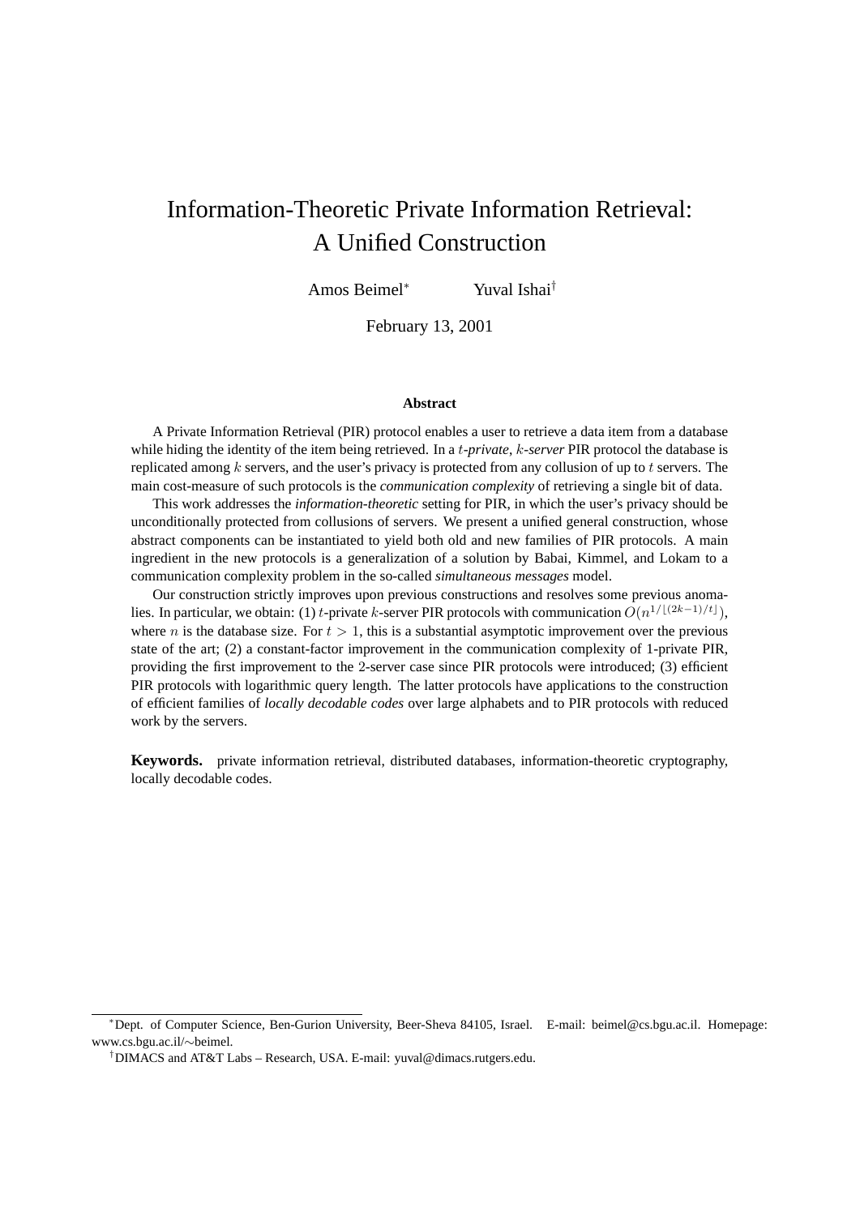# Information-Theoretic Private Information Retrieval: A Unified Construction

Amos Beimel[*] Yuval Ishai[†]

February 13, 2001

### Abstract

A Private Information Retrieval (PIR) protocol enables a user to retrieve a data item from a database while hiding the identity of the item being retrieved. In a $t$*-private,* $k$*-server* PIR protocol the database is replicated among $k$ servers, and the user's privacy is protected from any collusion of up to $t$ servers. The main cost-measure of such protocols is the *communication complexity* of retrieving a single bit of data.

This work addresses the *information-theoretic* setting for PIR, in which the user's privacy should be unconditionally protected from collusions of servers. We present a unified general construction, whose abstract components can be instantiated to yield both old and new families of PIR protocols. A main ingredient in the new protocols is a generalization of a solution by Babai, Kimmel, and Lokam to a communication complexity problem in the so-called *simultaneous messages* model.

Our construction strictly improves upon previous constructions and resolves some previous anomalies. In particular, we obtain: (1) $t$-private $k$-server PIR protocols with communication $O(n^{1/\lfloor(2k-1)/t\rfloor})$, where $n$ is the database size. For $t > 1$, this is a substantial asymptotic improvement over the previous state of the art; (2) a constant-factor improvement in the communication complexity of 1-private PIR, providing the first improvement to the 2-server case since PIR protocols were introduced; (3) efficient PIR protocols with logarithmic query length. The latter protocols have applications to the construction of efficient families of *locally decodable codes* over large alphabets and to PIR protocols with reduced work by the servers.

**Keywords.** private information retrieval, distributed databases, information-theoretic cryptography, locally decodable codes.

---

[*] Dept. of Computer Science, Ben-Gurion University, Beer-Sheva 84105, Israel. E-mail: beimel@cs.bgu.ac.il. Homepage: www.cs.bgu.ac.il/∼beimel.

[†] DIMACS and AT&T Labs – Research, USA. E-mail: yuval@dimacs.rutgers.edu.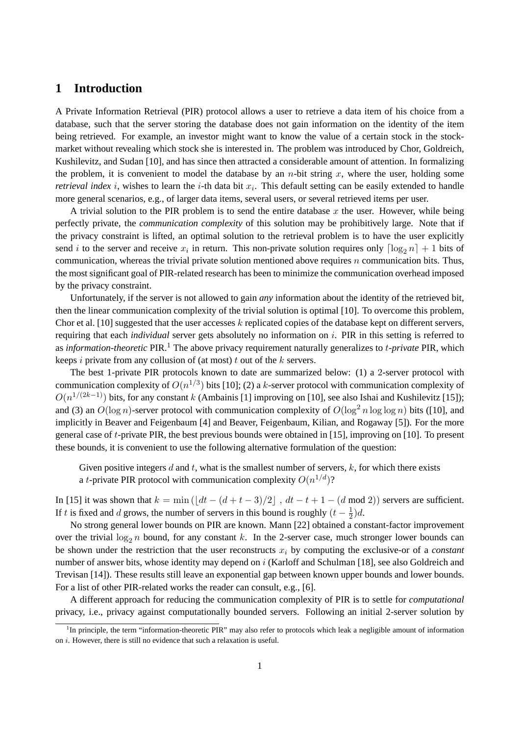# 1 Introduction

A Private Information Retrieval (PIR) protocol allows a user to retrieve a data item of his choice from a database, such that the server storing the database does not gain information on the identity of the item being retrieved. For example, an investor might want to know the value of a certain stock in the stock-market without revealing which stock she is interested in. The problem was introduced by Chor, Goldreich, Kushilevitz, and Sudan [10], and has since then attracted a considerable amount of attention. In formalizing the problem, it is convenient to model the database by an $n$-bit string $x$, where the user, holding some *retrieval index* $i$, wishes to learn the $i$-th data bit $x_i$. This default setting can be easily extended to handle more general scenarios, e.g., of larger data items, several users, or several retrieved items per user.

A trivial solution to the PIR problem is to send the entire database $x$ the user. However, while being perfectly private, the *communication complexity* of this solution may be prohibitively large. Note that if the privacy constraint is lifted, an optimal solution to the retrieval problem is to have the user explicitly send $i$ to the server and receive $x_i$ in return. This non-private solution requires only $\lceil \log_2 n \rceil + 1$ bits of communication, whereas the trivial private solution mentioned above requires $n$ communication bits. Thus, the most significant goal of PIR-related research has been to minimize the communication overhead imposed by the privacy constraint.

Unfortunately, if the server is not allowed to gain *any* information about the identity of the retrieved bit, then the linear communication complexity of the trivial solution is optimal [10]. To overcome this problem, Chor et al. [10] suggested that the user accesses $k$ replicated copies of the database kept on different servers, requiring that each *individual* server gets absolutely no information on $i$. PIR in this setting is referred to as *information-theoretic* PIR.[1] The above privacy requirement naturally generalizes to $t$-*private* PIR, which keeps $i$ private from any collusion of (at most) $t$ out of the $k$ servers.

The best 1-private PIR protocols known to date are summarized below: (1) a 2-server protocol with communication complexity of $O(n^{1/3})$ bits [10]; (2) a $k$-server protocol with communication complexity of $O(n^{1/(2k-1)})$ bits, for any constant $k$ (Ambainis [1] improving on [10], see also Ishai and Kushilevitz [15]); and (3) an $O(\log n)$-server protocol with communication complexity of $O(\log^2 n \log \log n)$ bits ([10], and implicitly in Beaver and Feigenbaum [4] and Beaver, Feigenbaum, Kilian, and Rogaway [5]). For the more general case of $t$-private PIR, the best previous bounds were obtained in [15], improving on [10]. To present these bounds, it is convenient to use the following alternative formulation of the question:

> Given positive integers $d$ and $t$, what is the smallest number of servers, $k$, for which there exists a $t$-private PIR protocol with communication complexity $O(n^{1/d})$?

In [15] it was shown that $k = \min\left(\lfloor dt - (d+t-3)/2 \rfloor\,,\, dt - t + 1 - (d \bmod 2)\right)$ servers are sufficient. If $t$ is fixed and $d$ grows, the number of servers in this bound is roughly $(t - \frac{1}{2})d$.

No strong general lower bounds on PIR are known. Mann [22] obtained a constant-factor improvement over the trivial $\log_2 n$ bound, for any constant $k$. In the 2-server case, much stronger lower bounds can be shown under the restriction that the user reconstructs $x_i$ by computing the exclusive-or of a *constant* number of answer bits, whose identity may depend on $i$ (Karloff and Schulman [18], see also Goldreich and Trevisan [14]). These results still leave an exponential gap between known upper bounds and lower bounds. For a list of other PIR-related works the reader can consult, e.g., [6].

A different approach for reducing the communication complexity of PIR is to settle for *computational* privacy, i.e., privacy against computationally bounded servers. Following an initial 2-server solution by

[1] In principle, the term "information-theoretic PIR" may also refer to protocols which leak a negligible amount of information on $i$. However, there is still no evidence that such a relaxation is useful.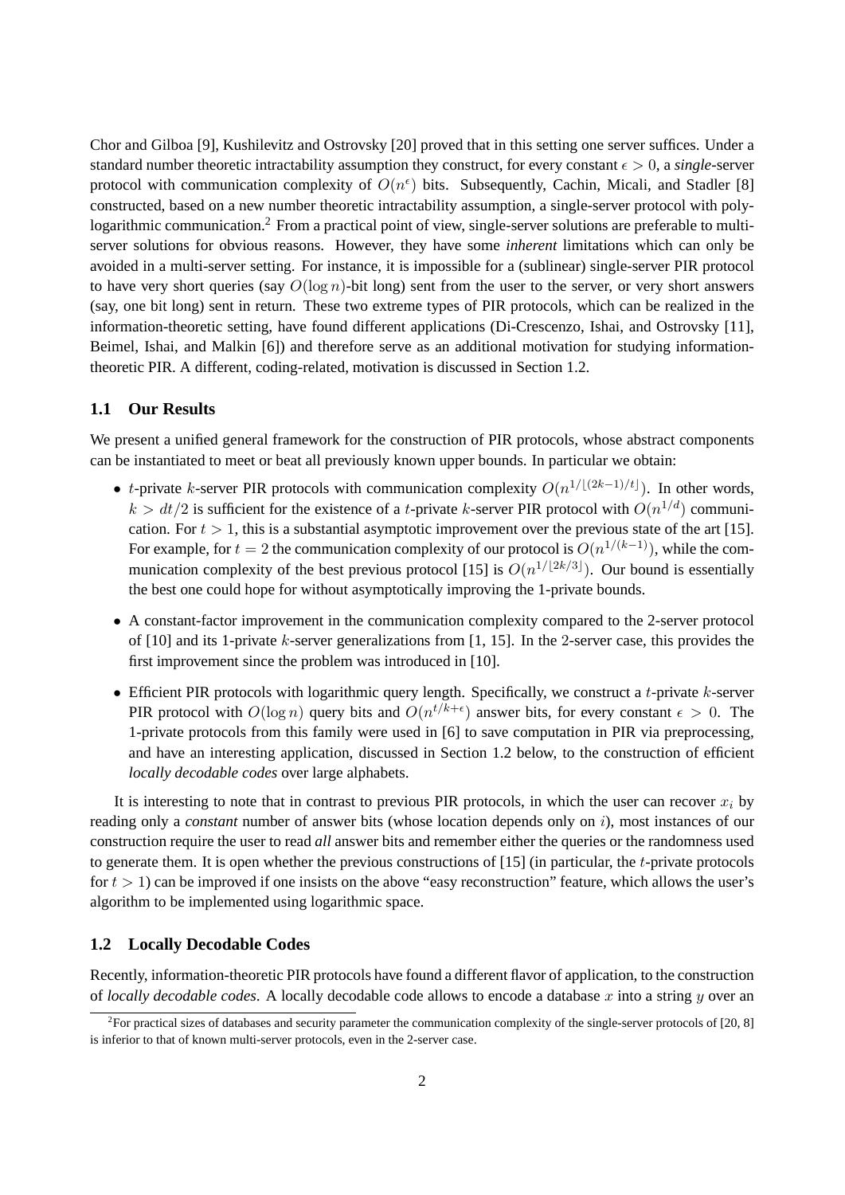Chor and Gilboa [9], Kushilevitz and Ostrovsky [20] proved that in this setting one server suffices. Under a standard number theoretic intractability assumption they construct, for every constant $\epsilon > 0$, a ***single***-server protocol with communication complexity of $O(n^\epsilon)$ bits. Subsequently, Cachin, Micali, and Stadler [8] constructed, based on a new number theoretic intractability assumption, a single-server protocol with poly-logarithmic communication.[2] From a practical point of view, single-server solutions are preferable to multi-server solutions for obvious reasons. However, they have some *inherent* limitations which can only be avoided in a multi-server setting. For instance, it is impossible for a (sublinear) single-server PIR protocol to have very short queries (say $O(\log n)$-bit long) sent from the user to the server, or very short answers (say, one bit long) sent in return. These two extreme types of PIR protocols, which can be realized in the information-theoretic setting, have found different applications (Di-Crescenzo, Ishai, and Ostrovsky [11], Beimel, Ishai, and Malkin [6]) and therefore serve as an additional motivation for studying information-theoretic PIR. A different, coding-related, motivation is discussed in Section 1.2.

## 1.1 Our Results

We present a unified general framework for the construction of PIR protocols, whose abstract components can be instantiated to meet or beat all previously known upper bounds. In particular we obtain:

- $t$-private $k$-server PIR protocols with communication complexity $O(n^{1/\lfloor(2k-1)/t\rfloor})$. In other words, $k > dt/2$ is sufficient for the existence of a $t$-private $k$-server PIR protocol with $O(n^{1/d})$ communication. For $t > 1$, this is a substantial asymptotic improvement over the previous state of the art [15]. For example, for $t = 2$ the communication complexity of our protocol is $O(n^{1/(k-1)})$, while the communication complexity of the best previous protocol [15] is $O(n^{1/\lfloor 2k/3\rfloor})$. Our bound is essentially the best one could hope for without asymptotically improving the 1-private bounds.
- A constant-factor improvement in the communication complexity compared to the 2-server protocol of [10] and its 1-private $k$-server generalizations from [1, 15]. In the 2-server case, this provides the first improvement since the problem was introduced in [10].
- Efficient PIR protocols with logarithmic query length. Specifically, we construct a $t$-private $k$-server PIR protocol with $O(\log n)$ query bits and $O(n^{t/k+\epsilon})$ answer bits, for every constant $\epsilon > 0$. The 1-private protocols from this family were used in [6] to save computation in PIR via preprocessing, and have an interesting application, discussed in Section 1.2 below, to the construction of efficient *locally decodable codes* over large alphabets.

It is interesting to note that in contrast to previous PIR protocols, in which the user can recover $x_i$ by reading only a *constant* number of answer bits (whose location depends only on $i$), most instances of our construction require the user to read *all* answer bits and remember either the queries or the randomness used to generate them. It is open whether the previous constructions of [15] (in particular, the $t$-private protocols for $t > 1$) can be improved if one insists on the above "easy reconstruction" feature, which allows the user's algorithm to be implemented using logarithmic space.

## 1.2 Locally Decodable Codes

Recently, information-theoretic PIR protocols have found a different flavor of application, to the construction of *locally decodable codes*. A locally decodable code allows to encode a database $x$ into a string $y$ over an

[2] For practical sizes of databases and security parameter the communication complexity of the single-server protocols of [20, 8] is inferior to that of known multi-server protocols, even in the 2-server case.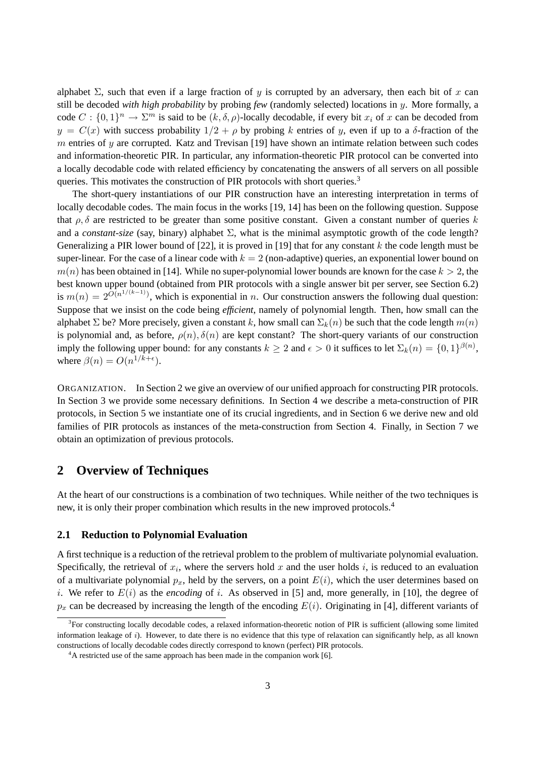alphabet $\Sigma$, such that even if a large fraction of $y$ is corrupted by an adversary, then each bit of $x$ can still be decoded *with high probability* by probing *few* (randomly selected) locations in $y$. More formally, a code $C : \{0,1\}^n \to \Sigma^m$ is said to be $(k, \delta, \rho)$-locally decodable, if every bit $x_i$ of $x$ can be decoded from $y = C(x)$ with success probability $1/2 + \rho$ by probing $k$ entries of $y$, even if up to a $\delta$-fraction of the $m$ entries of $y$ are corrupted. Katz and Trevisan [19] have shown an intimate relation between such codes and information-theoretic PIR. In particular, any information-theoretic PIR protocol can be converted into a locally decodable code with related efficiency by concatenating the answers of all servers on all possible queries. This motivates the construction of PIR protocols with short queries.[3]

The short-query instantiations of our PIR construction have an interesting interpretation in terms of locally decodable codes. The main focus in the works [19, 14] has been on the following question. Suppose that $\rho, \delta$ are restricted to be greater than some positive constant. Given a constant number of queries $k$ and a *constant-size* (say, binary) alphabet $\Sigma$, what is the minimal asymptotic growth of the code length? Generalizing a PIR lower bound of [22], it is proved in [19] that for any constant $k$ the code length must be super-linear. For the case of a linear code with $k = 2$ (non-adaptive) queries, an exponential lower bound on $m(n)$ has been obtained in [14]. While no super-polynomial lower bounds are known for the case $k > 2$, the best known upper bound (obtained from PIR protocols with a single answer bit per server, see Section 6.2) is $m(n) = 2^{O(n^{1/(k-1)})}$, which is exponential in $n$. Our construction answers the following dual question: Suppose that we insist on the code being *efficient*, namely of polynomial length. Then, how small can the alphabet $\Sigma$ be? More precisely, given a constant $k$, how small can $\Sigma_k(n)$ be such that the code length $m(n)$ is polynomial and, as before, $\rho(n), \delta(n)$ are kept constant? The short-query variants of our construction imply the following upper bound: for any constants $k \geq 2$ and $\epsilon > 0$ it suffices to let $\Sigma_k(n) = \{0,1\}^{\beta(n)}$, where $\beta(n) = O(n^{1/k+\epsilon})$.

ORGANIZATION. In Section 2 we give an overview of our unified approach for constructing PIR protocols. In Section 3 we provide some necessary definitions. In Section 4 we describe a meta-construction of PIR protocols, in Section 5 we instantiate one of its crucial ingredients, and in Section 6 we derive new and old families of PIR protocols as instances of the meta-construction from Section 4. Finally, in Section 7 we obtain an optimization of previous protocols.

## 2 Overview of Techniques

At the heart of our constructions is a combination of two techniques. While neither of the two techniques is new, it is only their proper combination which results in the new improved protocols.[4]

### 2.1 Reduction to Polynomial Evaluation

A first technique is a reduction of the retrieval problem to the problem of multivariate polynomial evaluation. Specifically, the retrieval of $x_i$, where the servers hold $x$ and the user holds $i$, is reduced to an evaluation of a multivariate polynomial $p_x$, held by the servers, on a point $E(i)$, which the user determines based on $i$. We refer to $E(i)$ as the *encoding* of $i$. As observed in [5] and, more generally, in [10], the degree of $p_x$ can be decreased by increasing the length of the encoding $E(i)$. Originating in [4], different variants of

[3] For constructing locally decodable codes, a relaxed information-theoretic notion of PIR is sufficient (allowing some limited information leakage of $i$). However, to date there is no evidence that this type of relaxation can significantly help, as all known constructions of locally decodable codes directly correspond to known (perfect) PIR protocols.

[4] A restricted use of the same approach has been made in the companion work [6].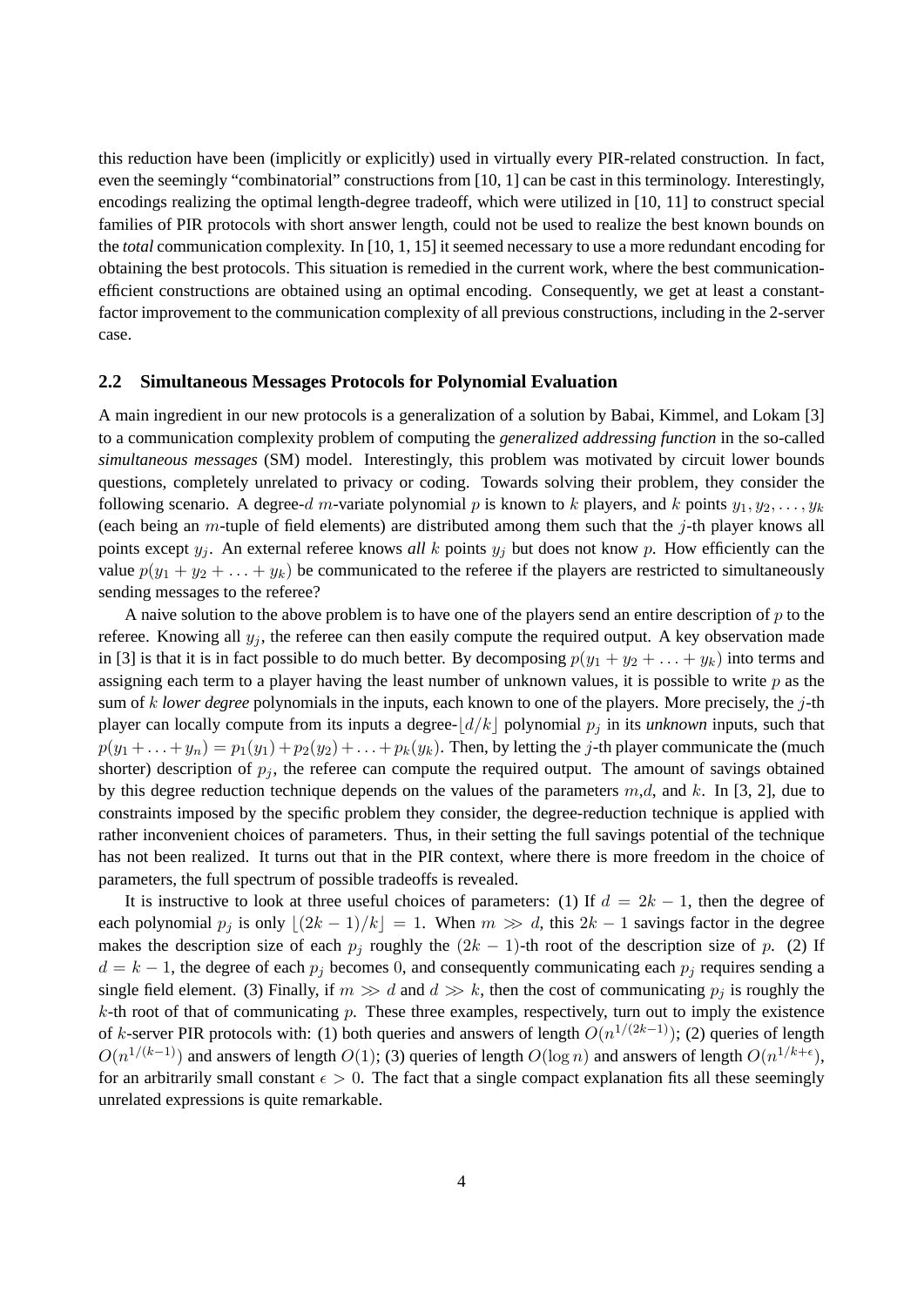this reduction have been (implicitly or explicitly) used in virtually every PIR-related construction. In fact, even the seemingly "combinatorial" constructions from [10, 1] can be cast in this terminology. Interestingly, encodings realizing the optimal length-degree tradeoff, which were utilized in [10, 11] to construct special families of PIR protocols with short answer length, could not be used to realize the best known bounds on the *total* communication complexity. In [10, 1, 15] it seemed necessary to use a more redundant encoding for obtaining the best protocols. This situation is remedied in the current work, where the best communication-efficient constructions are obtained using an optimal encoding. Consequently, we get at least a constant-factor improvement to the communication complexity of all previous constructions, including in the 2-server case.

### 2.2 Simultaneous Messages Protocols for Polynomial Evaluation

A main ingredient in our new protocols is a generalization of a solution by Babai, Kimmel, and Lokam [3] to a communication complexity problem of computing the *generalized addressing function* in the so-called *simultaneous messages* (SM) model. Interestingly, this problem was motivated by circuit lower bounds questions, completely unrelated to privacy or coding. Towards solving their problem, they consider the following scenario. A degree-$d$ $m$-variate polynomial $p$ is known to $k$ players, and $k$ points $y_1, y_2, \ldots, y_k$ (each being an $m$-tuple of field elements) are distributed among them such that the $j$-th player knows all points except $y_j$. An external referee knows *all* $k$ points $y_j$ but does not know $p$. How efficiently can the value $p(y_1 + y_2 + \ldots + y_k)$ be communicated to the referee if the players are restricted to simultaneously sending messages to the referee?

A naive solution to the above problem is to have one of the players send an entire description of $p$ to the referee. Knowing all $y_j$, the referee can then easily compute the required output. A key observation made in [3] is that it is in fact possible to do much better. By decomposing $p(y_1 + y_2 + \ldots + y_k)$ into terms and assigning each term to a player having the least number of unknown values, it is possible to write $p$ as the sum of $k$ *lower degree* polynomials in the inputs, each known to one of the players. More precisely, the $j$-th player can locally compute from its inputs a degree-$\lfloor d/k \rfloor$ polynomial $p_j$ in its *unknown* inputs, such that $p(y_1 + \ldots + y_n) = p_1(y_1) + p_2(y_2) + \ldots + p_k(y_k)$. Then, by letting the $j$-th player communicate the (much shorter) description of $p_j$, the referee can compute the required output. The amount of savings obtained by this degree reduction technique depends on the values of the parameters $m$,$d$, and $k$. In [3, 2], due to constraints imposed by the specific problem they consider, the degree-reduction technique is applied with rather inconvenient choices of parameters. Thus, in their setting the full savings potential of the technique has not been realized. It turns out that in the PIR context, where there is more freedom in the choice of parameters, the full spectrum of possible tradeoffs is revealed.

It is instructive to look at three useful choices of parameters: (1) If $d = 2k - 1$, then the degree of each polynomial $p_j$ is only $\lfloor (2k-1)/k \rfloor = 1$. When $m \gg d$, this $2k-1$ savings factor in the degree makes the description size of each $p_j$ roughly the $(2k-1)$-th root of the description size of $p$. (2) If $d = k - 1$, the degree of each $p_j$ becomes 0, and consequently communicating each $p_j$ requires sending a single field element. (3) Finally, if $m \gg d$ and $d \gg k$, then the cost of communicating $p_j$ is roughly the $k$-th root of that of communicating $p$. These three examples, respectively, turn out to imply the existence of $k$-server PIR protocols with: (1) both queries and answers of length $O(n^{1/(2k-1)})$; (2) queries of length $O(n^{1/(k-1)})$ and answers of length $O(1)$; (3) queries of length $O(\log n)$ and answers of length $O(n^{1/k+\epsilon})$, for an arbitrarily small constant $\epsilon > 0$. The fact that a single compact explanation fits all these seemingly unrelated expressions is quite remarkable.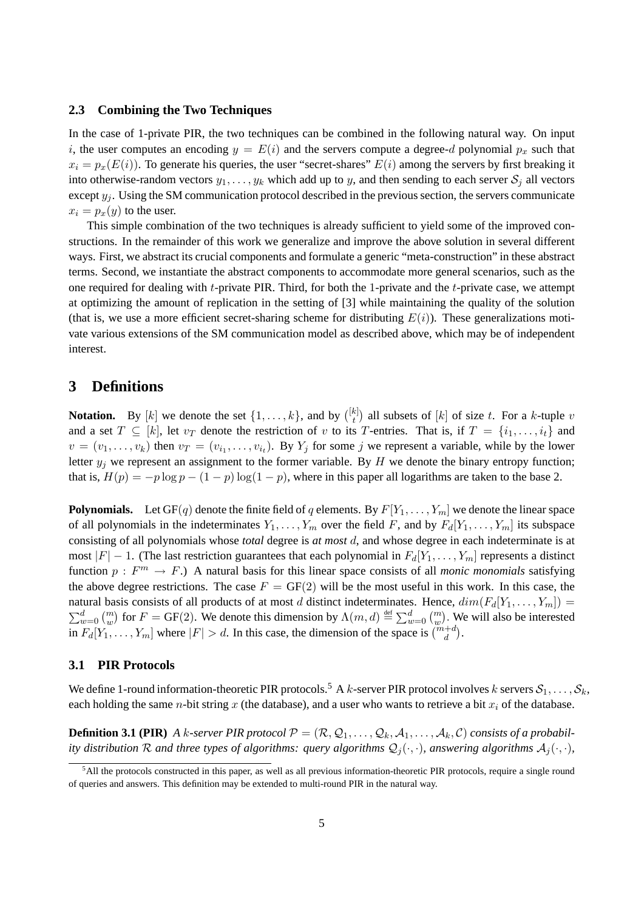### 2.3 Combining the Two Techniques

In the case of 1-private PIR, the two techniques can be combined in the following natural way. On input $i$, the user computes an encoding $y = E(i)$ and the servers compute a degree-$d$ polynomial $p_x$ such that $x_i = p_x(E(i))$. To generate his queries, the user "secret-shares" $E(i)$ among the servers by first breaking it into otherwise-random vectors $y_1, \ldots, y_k$ which add up to $y$, and then sending to each server $\mathcal{S}_j$ all vectors except $y_j$. Using the SM communication protocol described in the previous section, the servers communicate $x_i = p_x(y)$ to the user.

This simple combination of the two techniques is already sufficient to yield some of the improved constructions. In the remainder of this work we generalize and improve the above solution in several different ways. First, we abstract its crucial components and formulate a generic "meta-construction" in these abstract terms. Second, we instantiate the abstract components to accommodate more general scenarios, such as the one required for dealing with $t$-private PIR. Third, for both the 1-private and the $t$-private case, we attempt at optimizing the amount of replication in the setting of [3] while maintaining the quality of the solution (that is, we use a more efficient secret-sharing scheme for distributing $E(i)$). These generalizations motivate various extensions of the SM communication model as described above, which may be of independent interest.

## 3 Definitions

**Notation.** By $[k]$ we denote the set $\{1, \ldots, k\}$, and by $\binom{[k]}{t}$ all subsets of $[k]$ of size $t$. For a $k$-tuple $v$ and a set $T \subseteq [k]$, let $v_T$ denote the restriction of $v$ to its $T$-entries. That is, if $T = \{i_1, \ldots, i_t\}$ and $v = (v_1, \ldots, v_k)$ then $v_T = (v_{i_1}, \ldots, v_{i_t})$. By $Y_j$ for some $j$ we represent a variable, while by the lower letter $y_j$ we represent an assignment to the former variable. By $H$ we denote the binary entropy function; that is, $H(p) = -p \log p - (1-p) \log(1-p)$, where in this paper all logarithms are taken to the base 2.

**Polynomials.** Let $\mathrm{GF}(q)$ denote the finite field of $q$ elements. By $F[Y_1, \ldots, Y_m]$ we denote the linear space of all polynomials in the indeterminates $Y_1, \ldots, Y_m$ over the field $F$, and by $F_d[Y_1, \ldots, Y_m]$ its subspace consisting of all polynomials whose *total* degree is *at most* $d$, and whose degree in each indeterminate is at most $|F| - 1$. (The last restriction guarantees that each polynomial in $F_d[Y_1, \ldots, Y_m]$ represents a distinct function $p : F^m \to F$.) A natural basis for this linear space consists of all *monic monomials* satisfying the above degree restrictions. The case $F = \mathrm{GF}(2)$ will be the most useful in this work. In this case, the natural basis consists of all products of at most $d$ distinct indeterminates. Hence, $dim(F_d[Y_1, \ldots, Y_m]) = \sum_{w=0}^{d} \binom{m}{w}$ for $F = \mathrm{GF}(2)$. We denote this dimension by $\Lambda(m, d) \stackrel{\mathrm{def}}{=} \sum_{w=0}^{d} \binom{m}{w}$. We will also be interested in $F_d[Y_1, \ldots, Y_m]$ where $|F| > d$. In this case, the dimension of the space is $\binom{m+d}{d}$.

### 3.1 PIR Protocols

We define 1-round information-theoretic PIR protocols.[5] A $k$-server PIR protocol involves $k$ servers $\mathcal{S}_1, \ldots, \mathcal{S}_k$, each holding the same $n$-bit string $x$ (the database), and a user who wants to retrieve a bit $x_i$ of the database.

**Definition 3.1 (PIR)** *A $k$-server PIR protocol $\mathcal{P} = (\mathcal{R}, \mathcal{Q}_1, \ldots, \mathcal{Q}_k, \mathcal{A}_1, \ldots, \mathcal{A}_k, \mathcal{C})$ consists of a probability distribution $\mathcal{R}$ and three types of algorithms: query algorithms $\mathcal{Q}_j(\cdot, \cdot)$, answering algorithms $\mathcal{A}_j(\cdot, \cdot)$,*

[5] All the protocols constructed in this paper, as well as all previous information-theoretic PIR protocols, require a single round of queries and answers. This definition may be extended to multi-round PIR in the natural way.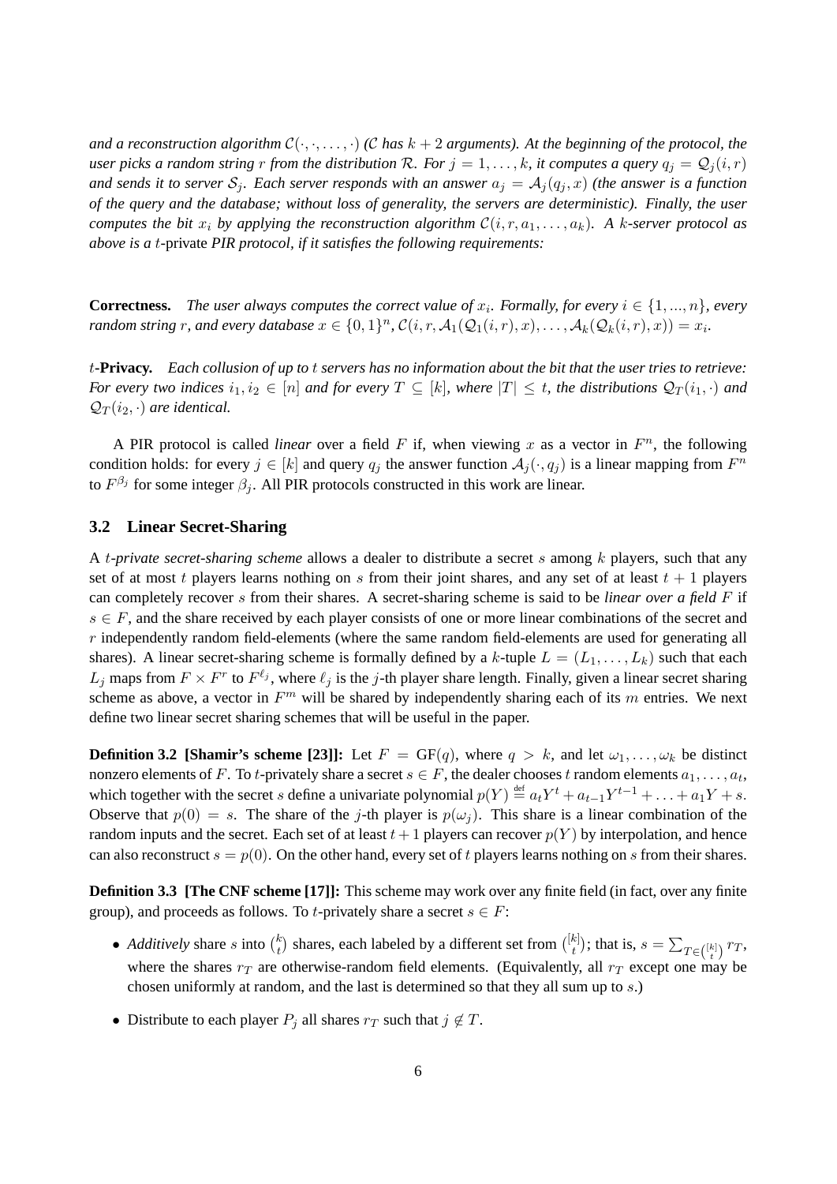*and a reconstruction algorithm $\mathcal{C}(\cdot, \cdot, \ldots, \cdot)$ ($\mathcal{C}$ has $k+2$ arguments). At the beginning of the protocol, the user picks a random string $r$ from the distribution $\mathcal{R}$. For $j = 1, \ldots, k$, it computes a query $q_j = \mathcal{Q}_j(i, r)$ and sends it to server $\mathcal{S}_j$. Each server responds with an answer $a_j = \mathcal{A}_j(q_j, x)$ (the answer is a function of the query and the database; without loss of generality, the servers are deterministic). Finally, the user computes the bit $x_i$ by applying the reconstruction algorithm $\mathcal{C}(i, r, a_1, \ldots, a_k)$. A $k$-server protocol as above is a $t$-*private *PIR protocol, if it satisfies the following requirements:*

**Correctness.** *The user always computes the correct value of $x_i$. Formally, for every $i \in \{1, ..., n\}$, every random string $r$, and every database $x \in \{0,1\}^n$, $\mathcal{C}(i, r, \mathcal{A}_1(\mathcal{Q}_1(i, r), x), \ldots, \mathcal{A}_k(\mathcal{Q}_k(i, r), x)) = x_i$.*

$t$-**Privacy.** *Each collusion of up to $t$ servers has no information about the bit that the user tries to retrieve: For every two indices $i_1, i_2 \in [n]$ and for every $T \subseteq [k]$, where $|T| \leq t$, the distributions $\mathcal{Q}_T(i_1, \cdot)$ and $\mathcal{Q}_T(i_2, \cdot)$ are identical.*

A PIR protocol is called *linear* over a field $F$ if, when viewing $x$ as a vector in $F^n$, the following condition holds: for every $j \in [k]$ and query $q_j$ the answer function $\mathcal{A}_j(\cdot, q_j)$ is a linear mapping from $F^n$ to $F^{\beta_j}$ for some integer $\beta_j$. All PIR protocols constructed in this work are linear.

### 3.2 Linear Secret-Sharing

A $t$-*private secret-sharing scheme* allows a dealer to distribute a secret $s$ among $k$ players, such that any set of at most $t$ players learns nothing on $s$ from their joint shares, and any set of at least $t+1$ players can completely recover $s$ from their shares. A secret-sharing scheme is said to be *linear over a field* $F$ if $s \in F$, and the share received by each player consists of one or more linear combinations of the secret and $r$ independently random field-elements (where the same random field-elements are used for generating all shares). A linear secret-sharing scheme is formally defined by a $k$-tuple $L = (L_1, \ldots, L_k)$ such that each $L_j$ maps from $F \times F^r$ to $F^{\ell_j}$, where $\ell_j$ is the $j$-th player share length. Finally, given a linear secret sharing scheme as above, a vector in $F^m$ will be shared by independently sharing each of its $m$ entries. We next define two linear secret sharing schemes that will be useful in the paper.

**Definition 3.2 [Shamir's scheme [23]]:** Let $F = \mathrm{GF}(q)$, where $q > k$, and let $\omega_1, \ldots, \omega_k$ be distinct nonzero elements of $F$. To $t$-privately share a secret $s \in F$, the dealer chooses $t$ random elements $a_1, \ldots, a_t$, which together with the secret $s$ define a univariate polynomial $p(Y) \stackrel{\text{def}}{=} a_t Y^t + a_{t-1} Y^{t-1} + \ldots + a_1 Y + s$. Observe that $p(0) = s$. The share of the $j$-th player is $p(\omega_j)$. This share is a linear combination of the random inputs and the secret. Each set of at least $t+1$ players can recover $p(Y)$ by interpolation, and hence can also reconstruct $s = p(0)$. On the other hand, every set of $t$ players learns nothing on $s$ from their shares.

**Definition 3.3 [The CNF scheme [17]]:** This scheme may work over any finite field (in fact, over any finite group), and proceeds as follows. To $t$-privately share a secret $s \in F$:

- *Additively* share $s$ into $\binom{k}{t}$ shares, each labeled by a different set from $\binom{[k]}{t}$; that is, $s = \sum_{T \in \binom{[k]}{t}} r_T$, where the shares $r_T$ are otherwise-random field elements. (Equivalently, all $r_T$ except one may be chosen uniformly at random, and the last is determined so that they all sum up to $s$.)
- Distribute to each player $P_j$ all shares $r_T$ such that $j \notin T$.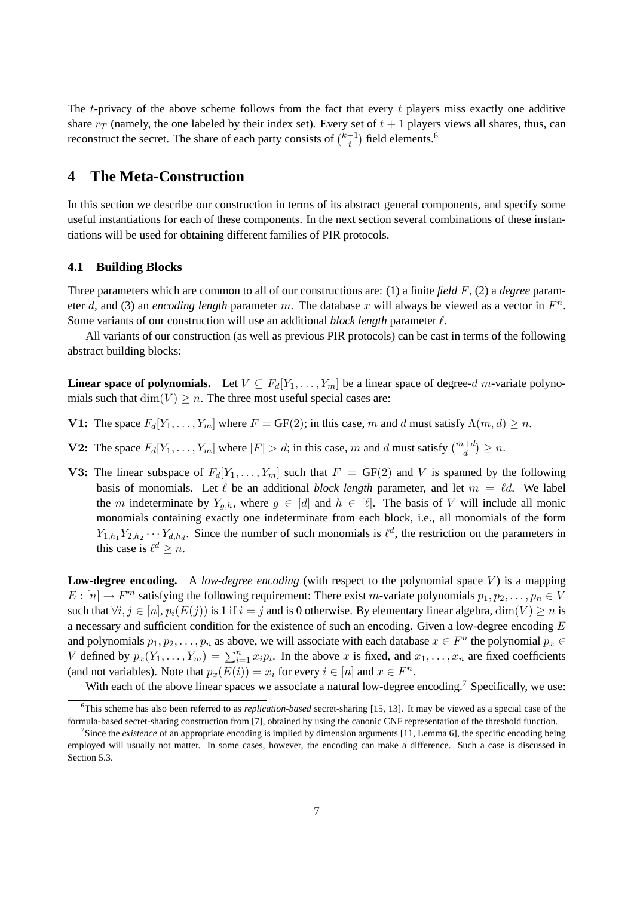The $t$-privacy of the above scheme follows from the fact that every $t$ players miss exactly one additive share $r_T$ (namely, the one labeled by their index set). Every set of $t+1$ players views all shares, thus, can reconstruct the secret. The share of each party consists of $\binom{k-1}{t}$ field elements.[6]

# 4 The Meta-Construction

In this section we describe our construction in terms of its abstract general components, and specify some useful instantiations for each of these components. In the next section several combinations of these instantiations will be used for obtaining different families of PIR protocols.

## 4.1 Building Blocks

Three parameters which are common to all of our constructions are: (1) a finite *field* $F$, (2) a *degree* parameter $d$, and (3) an *encoding length* parameter $m$. The database $x$ will always be viewed as a vector in $F^n$. Some variants of our construction will use an additional *block length* parameter $\ell$.

All variants of our construction (as well as previous PIR protocols) can be cast in terms of the following abstract building blocks:

**Linear space of polynomials.** Let $V \subseteq F_d[Y_1, \ldots, Y_m]$ be a linear space of degree-$d$ $m$-variate polynomials such that $\dim(V) \geq n$. The three most useful special cases are:

**V1:** The space $F_d[Y_1, \ldots, Y_m]$ where $F = \mathrm{GF}(2)$; in this case, $m$ and $d$ must satisfy $\Lambda(m, d) \geq n$.

**V2:** The space $F_d[Y_1, \ldots, Y_m]$ where $|F| > d$; in this case, $m$ and $d$ must satisfy $\binom{m+d}{d} \geq n$.

**V3:** The linear subspace of $F_d[Y_1, \ldots, Y_m]$ such that $F = \mathrm{GF}(2)$ and $V$ is spanned by the following basis of monomials. Let $\ell$ be an additional *block length* parameter, and let $m = \ell d$. We label the $m$ indeterminate by $Y_{g,h}$, where $g \in [d]$ and $h \in [\ell]$. The basis of $V$ will include all monic monomials containing exactly one indeterminate from each block, i.e., all monomials of the form $Y_{1,h_1} Y_{2,h_2} \cdots Y_{d,h_d}$. Since the number of such monomials is $\ell^d$, the restriction on the parameters in this case is $\ell^d \geq n$.

**Low-degree encoding.** A *low-degree encoding* (with respect to the polynomial space $V$) is a mapping $E : [n] \to F^m$ satisfying the following requirement: There exist $m$-variate polynomials $p_1, p_2, \ldots, p_n \in V$ such that $\forall i, j \in [n]$, $p_i(E(j))$ is 1 if $i = j$ and is 0 otherwise. By elementary linear algebra, $\dim(V) \geq n$ is a necessary and sufficient condition for the existence of such an encoding. Given a low-degree encoding $E$ and polynomials $p_1, p_2, \ldots, p_n$ as above, we will associate with each database $x \in F^n$ the polynomial $p_x \in V$ defined by $p_x(Y_1, \ldots, Y_m) = \sum_{i=1}^n x_i p_i$. In the above $x$ is fixed, and $x_1, \ldots, x_n$ are fixed coefficients (and not variables). Note that $p_x(E(i)) = x_i$ for every $i \in [n]$ and $x \in F^n$.

With each of the above linear spaces we associate a natural low-degree encoding.[7] Specifically, we use:

[6] This scheme has also been referred to as *replication-based* secret-sharing [15, 13]. It may be viewed as a special case of the formula-based secret-sharing construction from [7], obtained by using the canonic CNF representation of the threshold function.

[7] Since the *existence* of an appropriate encoding is implied by dimension arguments [11, Lemma 6], the specific encoding being employed will usually not matter. In some cases, however, the encoding can make a difference. Such a case is discussed in Section 5.3.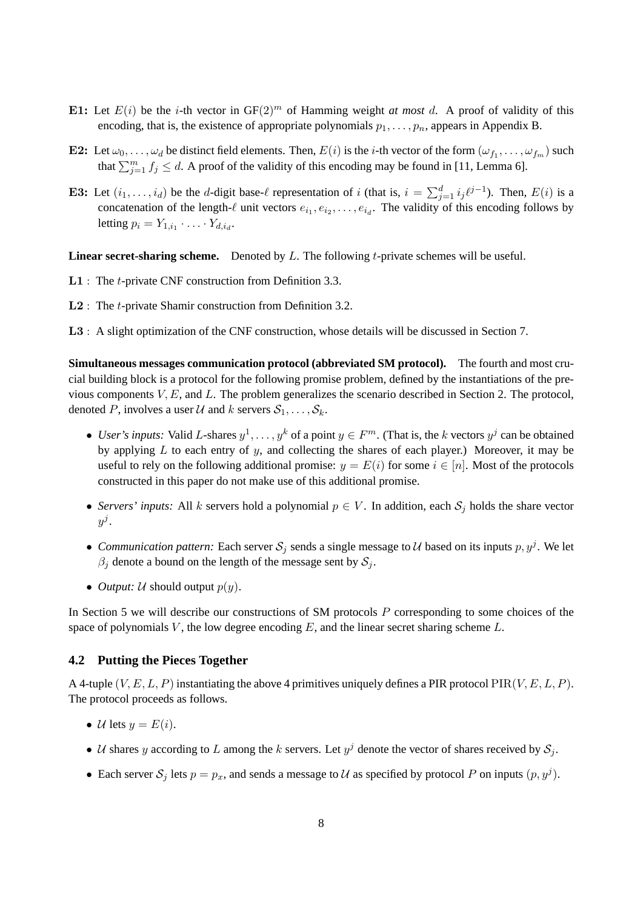- **E1:** Let $E(i)$ be the $i$-th vector in $\mathrm{GF}(2)^m$ of Hamming weight *at most* $d$. A proof of validity of this encoding, that is, the existence of appropriate polynomials $p_1, \ldots, p_n$, appears in Appendix B.
- **E2:** Let $\omega_0, \ldots, \omega_d$ be distinct field elements. Then, $E(i)$ is the $i$-th vector of the form $(\omega_{f_1}, \ldots, \omega_{f_m})$ such that $\sum_{j=1}^{m} f_j \leq d$. A proof of the validity of this encoding may be found in [11, Lemma 6].
- **E3:** Let $(i_1, \ldots, i_d)$ be the $d$-digit base-$\ell$ representation of $i$ (that is, $i = \sum_{j=1}^{d} i_j \ell^{j-1}$). Then, $E(i)$ is a concatenation of the length-$\ell$ unit vectors $e_{i_1}, e_{i_2}, \ldots, e_{i_d}$. The validity of this encoding follows by letting $p_i = Y_{1,i_1} \cdot \ldots \cdot Y_{d,i_d}$.

**Linear secret-sharing scheme.** Denoted by $L$. The following $t$-private schemes will be useful.

- **L1** : The $t$-private CNF construction from Definition 3.3.
- **L2** : The $t$-private Shamir construction from Definition 3.2.
- **L3** : A slight optimization of the CNF construction, whose details will be discussed in Section 7.

**Simultaneous messages communication protocol (abbreviated SM protocol).** The fourth and most crucial building block is a protocol for the following promise problem, defined by the instantiations of the previous components $V, E$, and $L$. The problem generalizes the scenario described in Section 2. The protocol, denoted $P$, involves a user $\mathcal{U}$ and $k$ servers $\mathcal{S}_1, \ldots, \mathcal{S}_k$.

- *User's inputs:* Valid $L$-shares $y^1, \ldots, y^k$ of a point $y \in F^m$. (That is, the $k$ vectors $y^j$ can be obtained by applying $L$ to each entry of $y$, and collecting the shares of each player.) Moreover, it may be useful to rely on the following additional promise: $y = E(i)$ for some $i \in [n]$. Most of the protocols constructed in this paper do not make use of this additional promise.
- *Servers' inputs:* All $k$ servers hold a polynomial $p \in V$. In addition, each $\mathcal{S}_j$ holds the share vector $y^j$.
- *Communication pattern:* Each server $\mathcal{S}_j$ sends a single message to $\mathcal{U}$ based on its inputs $p, y^j$. We let $\beta_j$ denote a bound on the length of the message sent by $\mathcal{S}_j$.
- *Output:* $\mathcal{U}$ should output $p(y)$.

In Section 5 we will describe our constructions of SM protocols $P$ corresponding to some choices of the space of polynomials $V$, the low degree encoding $E$, and the linear secret sharing scheme $L$.

### 4.2 Putting the Pieces Together

A 4-tuple $(V, E, L, P)$ instantiating the above 4 primitives uniquely defines a PIR protocol $\mathrm{PIR}(V, E, L, P)$. The protocol proceeds as follows.

- $\mathcal{U}$ lets $y = E(i)$.
- $\mathcal{U}$ shares $y$ according to $L$ among the $k$ servers. Let $y^j$ denote the vector of shares received by $\mathcal{S}_j$.
- Each server $\mathcal{S}_j$ lets $p = p_x$, and sends a message to $\mathcal{U}$ as specified by protocol $P$ on inputs $(p, y^j)$.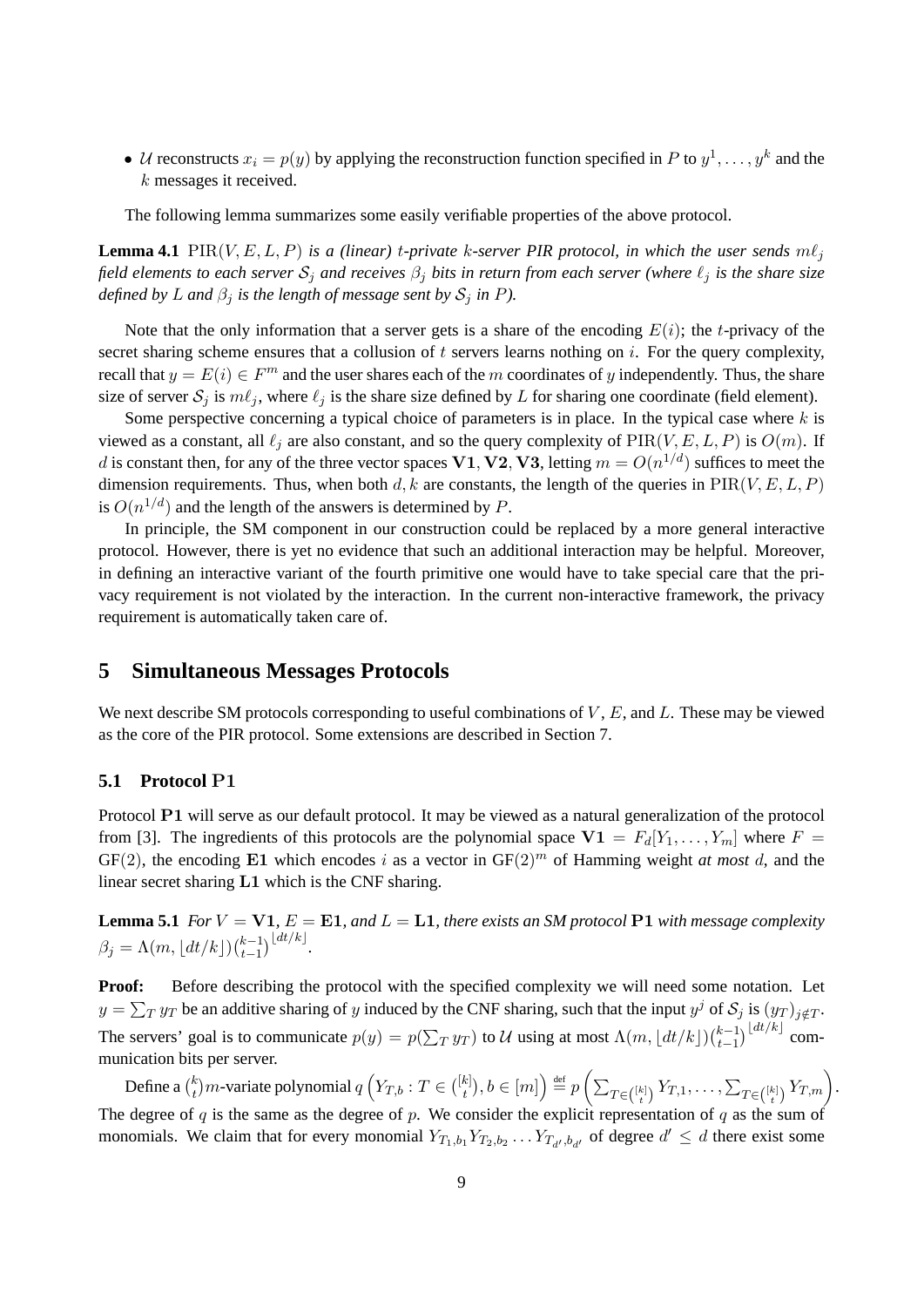- $\mathcal{U}$ reconstructs $x_i = p(y)$ by applying the reconstruction function specified in $P$ to $y^1, \ldots, y^k$ and the $k$ messages it received.

The following lemma summarizes some easily verifiable properties of the above protocol.

**Lemma 4.1** *$\mathrm{PIR}(V, E, L, P)$ is a (linear) $t$-private $k$-server PIR protocol, in which the user sends $m\ell_j$ field elements to each server $\mathcal{S}_j$ and receives $\beta_j$ bits in return from each server (where $\ell_j$ is the share size defined by $L$ and $\beta_j$ is the length of message sent by $\mathcal{S}_j$ in $P$).*

Note that the only information that a server gets is a share of the encoding $E(i)$; the $t$-privacy of the secret sharing scheme ensures that a collusion of $t$ servers learns nothing on $i$. For the query complexity, recall that $y = E(i) \in F^m$ and the user shares each of the $m$ coordinates of $y$ independently. Thus, the share size of server $\mathcal{S}_j$ is $m\ell_j$, where $\ell_j$ is the share size defined by $L$ for sharing one coordinate (field element).

Some perspective concerning a typical choice of parameters is in place. In the typical case where $k$ is viewed as a constant, all $\ell_j$ are also constant, and so the query complexity of $\mathrm{PIR}(V, E, L, P)$ is $O(m)$. If $d$ is constant then, for any of the three vector spaces $\mathbf{V1}, \mathbf{V2}, \mathbf{V3}$, letting $m = O(n^{1/d})$ suffices to meet the dimension requirements. Thus, when both $d, k$ are constants, the length of the queries in $\mathrm{PIR}(V, E, L, P)$ is $O(n^{1/d})$ and the length of the answers is determined by $P$.

In principle, the SM component in our construction could be replaced by a more general interactive protocol. However, there is yet no evidence that such an additional interaction may be helpful. Moreover, in defining an interactive variant of the fourth primitive one would have to take special care that the privacy requirement is not violated by the interaction. In the current non-interactive framework, the privacy requirement is automatically taken care of.

# 5 Simultaneous Messages Protocols

We next describe SM protocols corresponding to useful combinations of $V$, $E$, and $L$. These may be viewed as the core of the PIR protocol. Some extensions are described in Section 7.

## 5.1 Protocol $\mathbf{P1}$

Protocol $\mathbf{P1}$ will serve as our default protocol. It may be viewed as a natural generalization of the protocol from [3]. The ingredients of this protocols are the polynomial space $\mathbf{V1} = F_d[Y_1, \ldots, Y_m]$ where $F = \mathrm{GF}(2)$, the encoding $\mathbf{E1}$ which encodes $i$ as a vector in $\mathrm{GF}(2)^m$ of Hamming weight *at most* $d$, and the linear secret sharing $\mathbf{L1}$ which is the CNF sharing.

**Lemma 5.1** *For $V = \mathbf{V1}$, $E = \mathbf{E1}$, and $L = \mathbf{L1}$, there exists an SM protocol $\mathbf{P1}$ with message complexity $\beta_j = \Lambda(m, \lfloor dt/k \rfloor)\binom{k-1}{t-1}^{\lfloor dt/k \rfloor}$.*

**Proof:** Before describing the protocol with the specified complexity we will need some notation. Let $y = \sum_T y_T$ be an additive sharing of $y$ induced by the CNF sharing, such that the input $y^j$ of $\mathcal{S}_j$ is $(y_T)_{j \notin T}$. The servers' goal is to communicate $p(y) = p(\sum_T y_T)$ to $\mathcal{U}$ using at most $\Lambda(m, \lfloor dt/k \rfloor)\binom{k-1}{t-1}^{\lfloor dt/k \rfloor}$ communication bits per server.

Define a $\binom{k}{t}m$-variate polynomial $q\left(Y_{T,b} : T \in \binom{[k]}{t}, b \in [m]\right) \stackrel{\text{def}}{=} p\left(\sum_{T \in \binom{[k]}{t}} Y_{T,1}, \ldots, \sum_{T \in \binom{[k]}{t}} Y_{T,m}\right)$. The degree of $q$ is the same as the degree of $p$. We consider the explicit representation of $q$ as the sum of monomials. We claim that for every monomial $Y_{T_1,b_1} Y_{T_2,b_2} \ldots Y_{T_{d'},b_{d'}}$ of degree $d' \leq d$ there exist some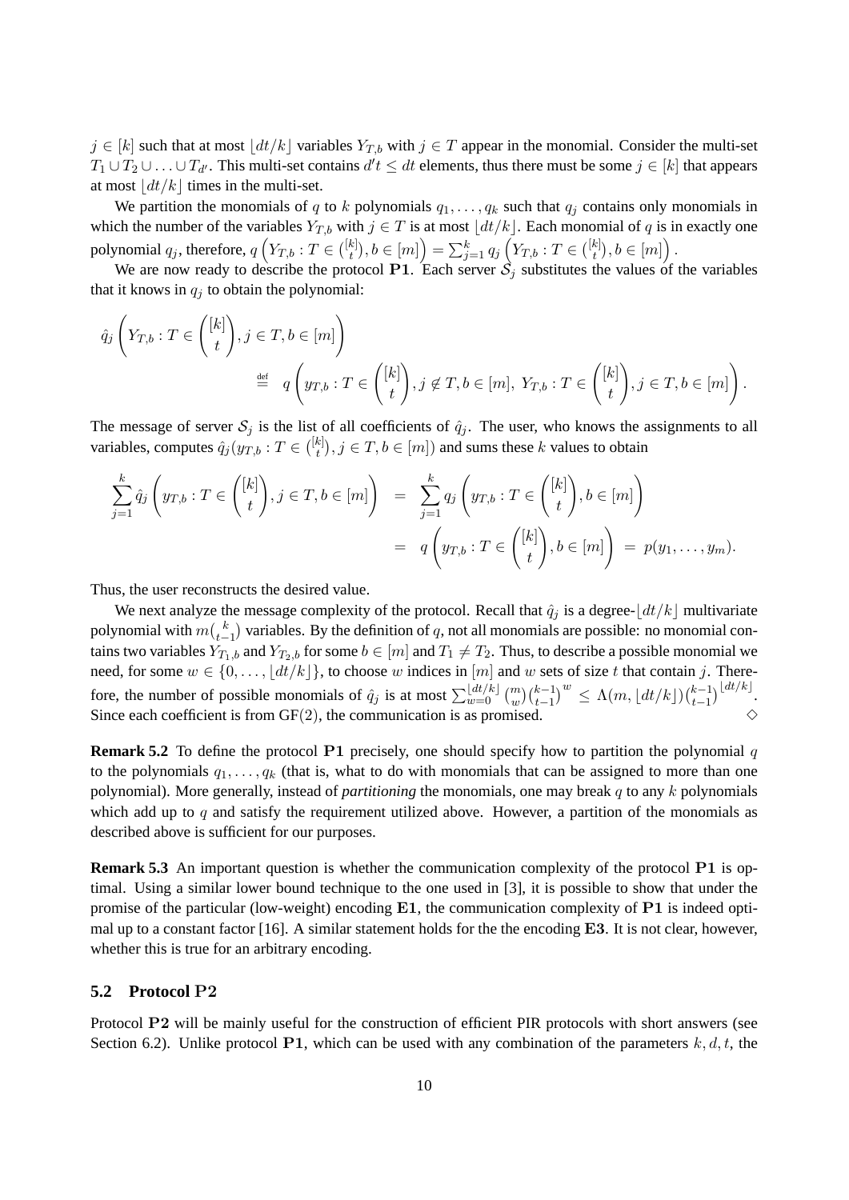$j \in [k]$ such that at most $\lfloor dt/k \rfloor$ variables $Y_{T,b}$ with $j \in T$ appear in the monomial. Consider the multi-set $T_1 \cup T_2 \cup \ldots \cup T_{d'}$. This multi-set contains $d't \leq dt$ elements, thus there must be some $j \in [k]$ that appears at most $\lfloor dt/k \rfloor$ times in the multi-set.

We partition the monomials of $q$ to $k$ polynomials $q_1, \ldots, q_k$ such that $q_j$ contains only monomials in which the number of the variables $Y_{T,b}$ with $j \in T$ is at most $\lfloor dt/k \rfloor$. Each monomial of $q$ is in exactly one polynomial $q_j$, therefore, $q\left(Y_{T,b} : T \in \binom{[k]}{t}, b \in [m]\right) = \sum_{j=1}^{k} q_j \left(Y_{T,b} : T \in \binom{[k]}{t}, b \in [m]\right)$.

We are now ready to describe the protocol **P1**. Each server $\mathcal{S}_j$ substitutes the values of the variables that it knows in $q_j$ to obtain the polynomial:

$$\hat{q}_j \left( Y_{T,b} : T \in \binom{[k]}{t}, j \in T, b \in [m] \right) \stackrel{\text{def}}{=} q\left( y_{T,b} : T \in \binom{[k]}{t}, j \notin T, b \in [m],\ Y_{T,b} : T \in \binom{[k]}{t}, j \in T, b \in [m] \right).$$

The message of server $\mathcal{S}_j$ is the list of all coefficients of $\hat{q}_j$. The user, who knows the assignments to all variables, computes $\hat{q}_j(y_{T,b} : T \in \binom{[k]}{t}, j \in T, b \in [m])$ and sums these $k$ values to obtain

$$\begin{aligned}
\sum_{j=1}^{k} \hat{q}_j \left( y_{T,b} : T \in \binom{[k]}{t}, j \in T, b \in [m] \right) &= \sum_{j=1}^{k} q_j \left( y_{T,b} : T \in \binom{[k]}{t}, b \in [m] \right) \\
&= q\left( y_{T,b} : T \in \binom{[k]}{t}, b \in [m] \right) \;=\; p(y_1, \ldots, y_m).
\end{aligned}$$

Thus, the user reconstructs the desired value.

We next analyze the message complexity of the protocol. Recall that $\hat{q}_j$ is a degree-$\lfloor dt/k \rfloor$ multivariate polynomial with $m\binom{k}{t-1}$ variables. By the definition of $q$, not all monomials are possible: no monomial contains two variables $Y_{T_1,b}$ and $Y_{T_2,b}$ for some $b \in [m]$ and $T_1 \neq T_2$. Thus, to describe a possible monomial we need, for some $w \in \{0, \ldots, \lfloor dt/k \rfloor\}$, to choose $w$ indices in $[m]$ and $w$ sets of size $t$ that contain $j$. Therefore, the number of possible monomials of $\hat{q}_j$ is at most $\sum_{w=0}^{\lfloor dt/k \rfloor} \binom{m}{w} \binom{k-1}{t-1}^w \leq \Lambda(m, \lfloor dt/k \rfloor) \binom{k-1}{t-1}^{\lfloor dt/k \rfloor}$. Since each coefficient is from GF$(2)$, the communication is as promised. $\diamond$

**Remark 5.2** To define the protocol **P1** precisely, one should specify how to partition the polynomial $q$ to the polynomials $q_1, \ldots, q_k$ (that is, what to do with monomials that can be assigned to more than one polynomial). More generally, instead of *partitioning* the monomials, one may break $q$ to any $k$ polynomials which add up to $q$ and satisfy the requirement utilized above. However, a partition of the monomials as described above is sufficient for our purposes.

**Remark 5.3** An important question is whether the communication complexity of the protocol **P1** is optimal. Using a similar lower bound technique to the one used in [3], it is possible to show that under the promise of the particular (low-weight) encoding **E1**, the communication complexity of **P1** is indeed optimal up to a constant factor [16]. A similar statement holds for the the encoding **E3**. It is not clear, however, whether this is true for an arbitrary encoding.

### 5.2 Protocol P2

Protocol **P2** will be mainly useful for the construction of efficient PIR protocols with short answers (see Section 6.2). Unlike protocol **P1**, which can be used with any combination of the parameters $k, d, t$, the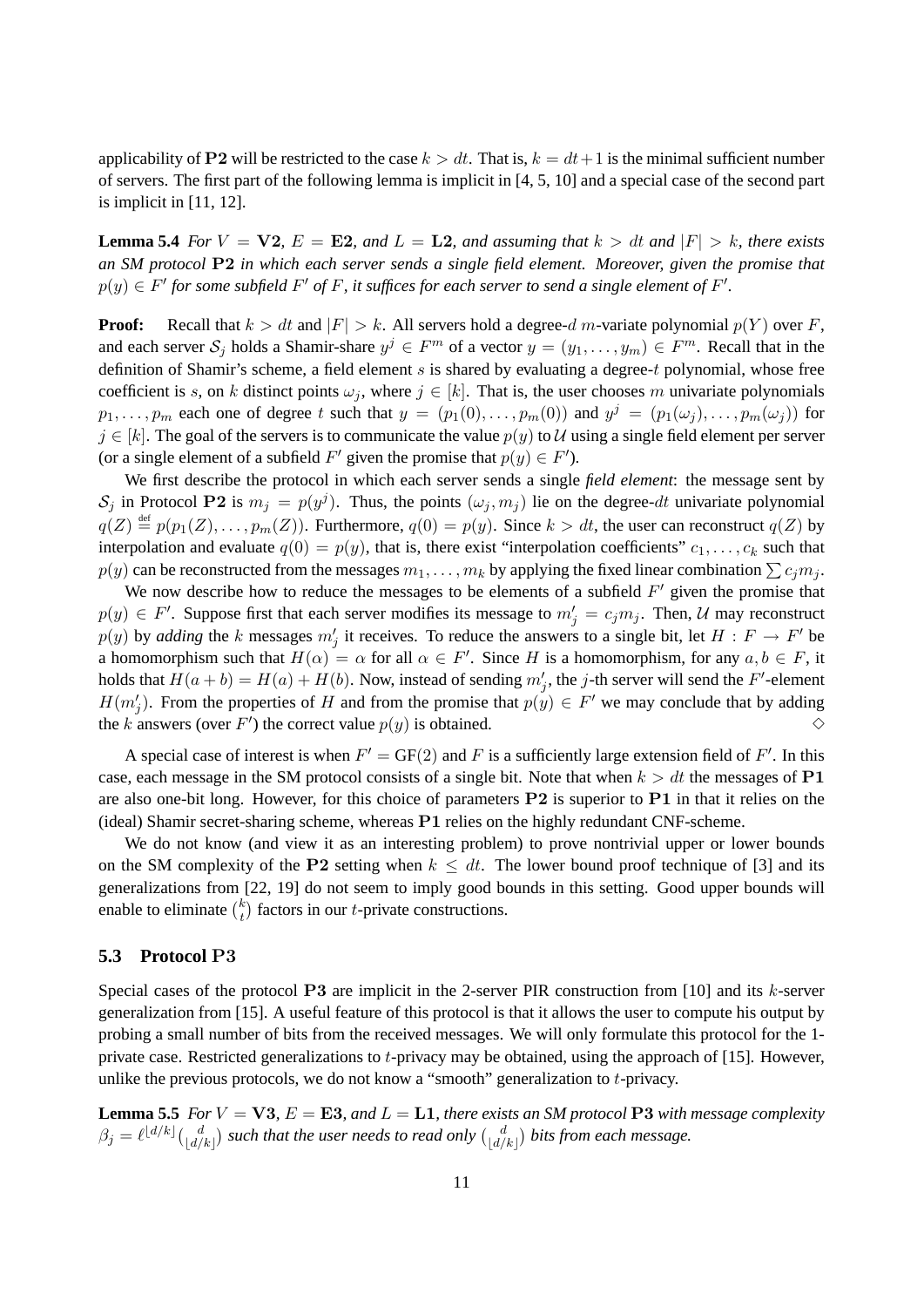applicability of $\mathbf{P2}$ will be restricted to the case $k > dt$. That is, $k = dt+1$ is the minimal sufficient number of servers. The first part of the following lemma is implicit in [4, 5, 10] and a special case of the second part is implicit in [11, 12].

**Lemma 5.4** *For $V = \mathbf{V2}$, $E = \mathbf{E2}$, and $L = \mathbf{L2}$, and assuming that $k > dt$ and $|F| > k$, there exists an SM protocol $\mathbf{P2}$ in which each server sends a single field element. Moreover, given the promise that $p(y) \in F'$ for some subfield $F'$ of $F$, it suffices for each server to send a single element of $F'$.*

**Proof:** Recall that $k > dt$ and $|F| > k$. All servers hold a degree-$d$ $m$-variate polynomial $p(Y)$ over $F$, and each server $\mathcal{S}_j$ holds a Shamir-share $y^j \in F^m$ of a vector $y = (y_1, \ldots, y_m) \in F^m$. Recall that in the definition of Shamir's scheme, a field element $s$ is shared by evaluating a degree-$t$ polynomial, whose free coefficient is $s$, on $k$ distinct points $\omega_j$, where $j \in [k]$. That is, the user chooses $m$ univariate polynomials $p_1, \ldots, p_m$ each one of degree $t$ such that $y = (p_1(0), \ldots, p_m(0))$ and $y^j = (p_1(\omega_j), \ldots, p_m(\omega_j))$ for $j \in [k]$. The goal of the servers is to communicate the value $p(y)$ to $\mathcal{U}$ using a single field element per server (or a single element of a subfield $F'$ given the promise that $p(y) \in F'$).

We first describe the protocol in which each server sends a single *field element*: the message sent by $\mathcal{S}_j$ in Protocol $\mathbf{P2}$ is $m_j = p(y^j)$. Thus, the points $(\omega_j, m_j)$ lie on the degree-$dt$ univariate polynomial $q(Z) \stackrel{\text{def}}{=} p(p_1(Z), \ldots, p_m(Z))$. Furthermore, $q(0) = p(y)$. Since $k > dt$, the user can reconstruct $q(Z)$ by interpolation and evaluate $q(0) = p(y)$, that is, there exist "interpolation coefficients" $c_1, \ldots, c_k$ such that $p(y)$ can be reconstructed from the messages $m_1, \ldots, m_k$ by applying the fixed linear combination $\sum c_j m_j$.

We now describe how to reduce the messages to be elements of a subfield $F'$ given the promise that $p(y) \in F'$. Suppose first that each server modifies its message to $m'_j = c_j m_j$. Then, $\mathcal{U}$ may reconstruct $p(y)$ by *adding* the $k$ messages $m'_j$ it receives. To reduce the answers to a single bit, let $H : F \to F'$ be a homomorphism such that $H(\alpha) = \alpha$ for all $\alpha \in F'$. Since $H$ is a homomorphism, for any $a, b \in F$, it holds that $H(a + b) = H(a) + H(b)$. Now, instead of sending $m'_j$, the $j$-th server will send the $F'$-element $H(m'_j)$. From the properties of $H$ and from the promise that $p(y) \in F'$ we may conclude that by adding the $k$ answers (over $F'$) the correct value $p(y)$ is obtained. $\diamond$

A special case of interest is when $F' = \mathrm{GF}(2)$ and $F$ is a sufficiently large extension field of $F'$. In this case, each message in the SM protocol consists of a single bit. Note that when $k > dt$ the messages of $\mathbf{P1}$ are also one-bit long. However, for this choice of parameters $\mathbf{P2}$ is superior to $\mathbf{P1}$ in that it relies on the (ideal) Shamir secret-sharing scheme, whereas $\mathbf{P1}$ relies on the highly redundant CNF-scheme.

We do not know (and view it as an interesting problem) to prove nontrivial upper or lower bounds on the SM complexity of the $\mathbf{P2}$ setting when $k \leq dt$. The lower bound proof technique of [3] and its generalizations from [22, 19] do not seem to imply good bounds in this setting. Good upper bounds will enable to eliminate $\binom{k}{t}$ factors in our $t$-private constructions.

### 5.3 Protocol P3

Special cases of the protocol $\mathbf{P3}$ are implicit in the 2-server PIR construction from [10] and its $k$-server generalization from [15]. A useful feature of this protocol is that it allows the user to compute his output by probing a small number of bits from the received messages. We will only formulate this protocol for the 1-private case. Restricted generalizations to $t$-privacy may be obtained, using the approach of [15]. However, unlike the previous protocols, we do not know a "smooth" generalization to $t$-privacy.

**Lemma 5.5** *For $V = \mathbf{V3}$, $E = \mathbf{E3}$, and $L = \mathbf{L1}$, there exists an SM protocol $\mathbf{P3}$ with message complexity $\beta_j = \ell^{\lfloor d/k \rfloor}\binom{d}{\lfloor d/k \rfloor}$ such that the user needs to read only $\binom{d}{\lfloor d/k \rfloor}$ bits from each message.*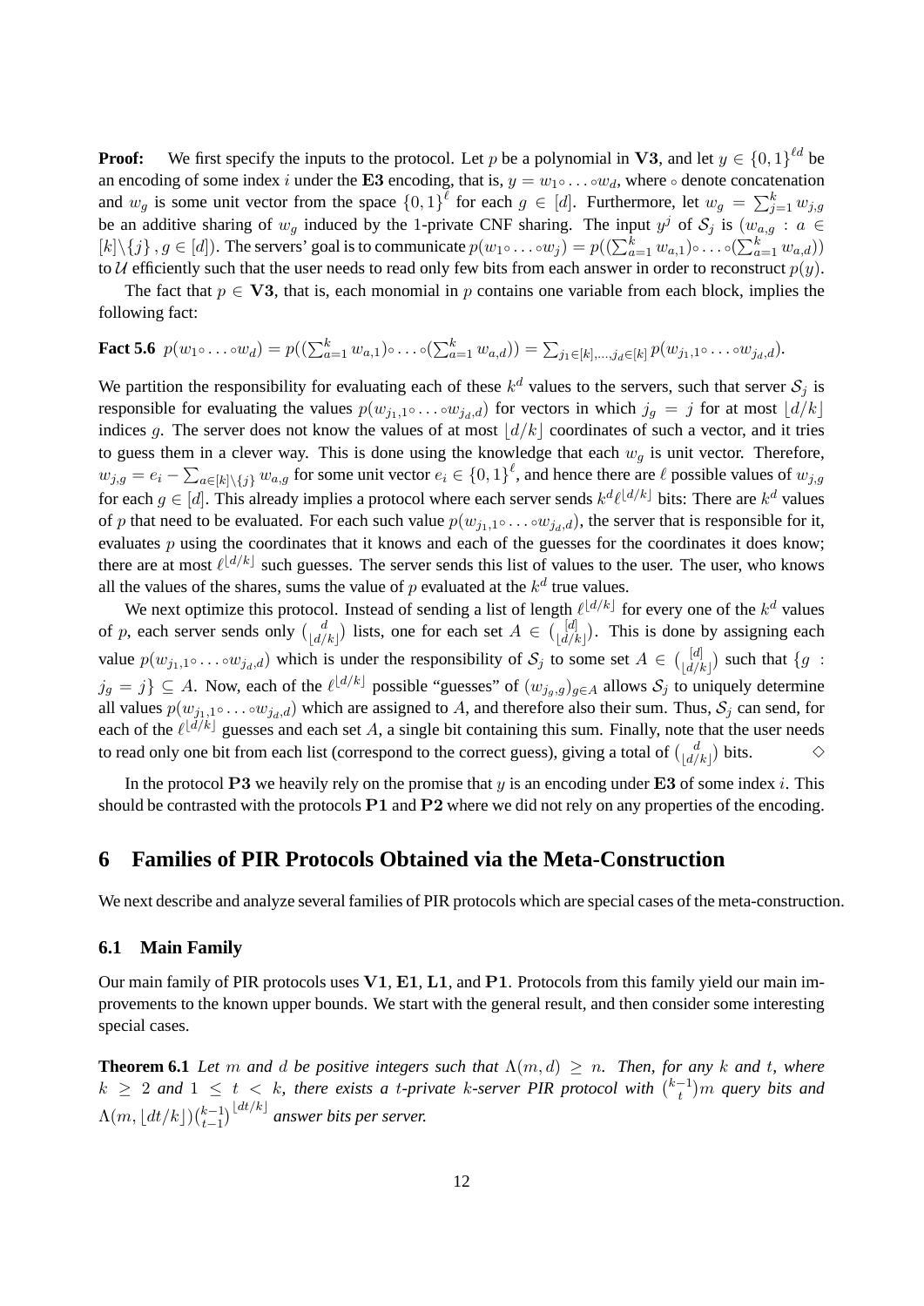**Proof:** We first specify the inputs to the protocol. Let $p$ be a polynomial in $\mathbf{V3}$, and let $y \in \{0,1\}^{\ell d}$ be an encoding of some index $i$ under the $\mathbf{E3}$ encoding, that is, $y = w_1 \circ \ldots \circ w_d$, where $\circ$ denote concatenation and $w_g$ is some unit vector from the space $\{0,1\}^{\ell}$ for each $g \in [d]$. Furthermore, let $w_g = \sum_{j=1}^{k} w_{j,g}$ be an additive sharing of $w_g$ induced by the 1-private CNF sharing. The input $y^j$ of $\mathcal{S}_j$ is $(w_{a,g} : a \in [k]\backslash\{j\}, g \in [d])$. The servers' goal is to communicate $p(w_1 \circ \ldots \circ w_j) = p((\sum_{a=1}^{k} w_{a,1}) \circ \ldots \circ (\sum_{a=1}^{k} w_{a,d}))$ to $\mathcal{U}$ efficiently such that the user needs to read only few bits from each answer in order to reconstruct $p(y)$.

The fact that $p \in \mathbf{V3}$, that is, each monomial in $p$ contains one variable from each block, implies the following fact:

**Fact 5.6** $p(w_1 \circ \ldots \circ w_d) = p((\sum_{a=1}^{k} w_{a,1}) \circ \ldots \circ (\sum_{a=1}^{k} w_{a,d})) = \sum_{j_1 \in [k], \ldots, j_d \in [k]} p(w_{j_1,1} \circ \ldots \circ w_{j_d,d})$.

We partition the responsibility for evaluating each of these $k^d$ values to the servers, such that server $\mathcal{S}_j$ is responsible for evaluating the values $p(w_{j_1,1} \circ \ldots \circ w_{j_d,d})$ for vectors in which $j_g = j$ for at most $\lfloor d/k \rfloor$ indices $g$. The server does not know the values of at most $\lfloor d/k \rfloor$ coordinates of such a vector, and it tries to guess them in a clever way. This is done using the knowledge that each $w_g$ is unit vector. Therefore, $w_{j,g} = e_i - \sum_{a \in [k]\backslash\{j\}} w_{a,g}$ for some unit vector $e_i \in \{0,1\}^{\ell}$, and hence there are $\ell$ possible values of $w_{j,g}$ for each $g \in [d]$. This already implies a protocol where each server sends $k^d \ell^{\lfloor d/k \rfloor}$ bits: There are $k^d$ values of $p$ that need to be evaluated. For each such value $p(w_{j_1,1} \circ \ldots \circ w_{j_d,d})$, the server that is responsible for it, evaluates $p$ using the coordinates that it knows and each of the guesses for the coordinates it does know; there are at most $\ell^{\lfloor d/k \rfloor}$ such guesses. The server sends this list of values to the user. The user, who knows all the values of the shares, sums the value of $p$ evaluated at the $k^d$ true values.

We next optimize this protocol. Instead of sending a list of length $\ell^{\lfloor d/k \rfloor}$ for every one of the $k^d$ values of $p$, each server sends only $\binom{d}{\lfloor d/k \rfloor}$ lists, one for each set $A \in \binom{[d]}{\lfloor d/k \rfloor}$. This is done by assigning each value $p(w_{j_1,1} \circ \ldots \circ w_{j_d,d})$ which is under the responsibility of $\mathcal{S}_j$ to some set $A \in \binom{[d]}{\lfloor d/k \rfloor}$ such that $\{g : j_g = j\} \subseteq A$. Now, each of the $\ell^{\lfloor d/k \rfloor}$ possible "guesses" of $(w_{j_g,g})_{g \in A}$ allows $\mathcal{S}_j$ to uniquely determine all values $p(w_{j_1,1} \circ \ldots \circ w_{j_d,d})$ which are assigned to $A$, and therefore also their sum. Thus, $\mathcal{S}_j$ can send, for each of the $\ell^{\lfloor d/k \rfloor}$ guesses and each set $A$, a single bit containing this sum. Finally, note that the user needs to read only one bit from each list (correspond to the correct guess), giving a total of $\binom{d}{\lfloor d/k \rfloor}$ bits. $\diamond$

In the protocol $\mathbf{P3}$ we heavily rely on the promise that $y$ is an encoding under $\mathbf{E3}$ of some index $i$. This should be contrasted with the protocols $\mathbf{P1}$ and $\mathbf{P2}$ where we did not rely on any properties of the encoding.

# 6 Families of PIR Protocols Obtained via the Meta-Construction

We next describe and analyze several families of PIR protocols which are special cases of the meta-construction.

## 6.1 Main Family

Our main family of PIR protocols uses $\mathbf{V1}$, $\mathbf{E1}$, $\mathbf{L1}$, and $\mathbf{P1}$. Protocols from this family yield our main improvements to the known upper bounds. We start with the general result, and then consider some interesting special cases.

**Theorem 6.1** *Let $m$ and $d$ be positive integers such that $\Lambda(m,d) \geq n$. Then, for any $k$ and $t$, where $k \geq 2$ and $1 \leq t < k$, there exists a $t$-private $k$-server PIR protocol with $\binom{k-1}{t} m$ query bits and $\Lambda(m, \lfloor dt/k \rfloor) \binom{k-1}{t-1}^{\lfloor dt/k \rfloor}$ answer bits per server.*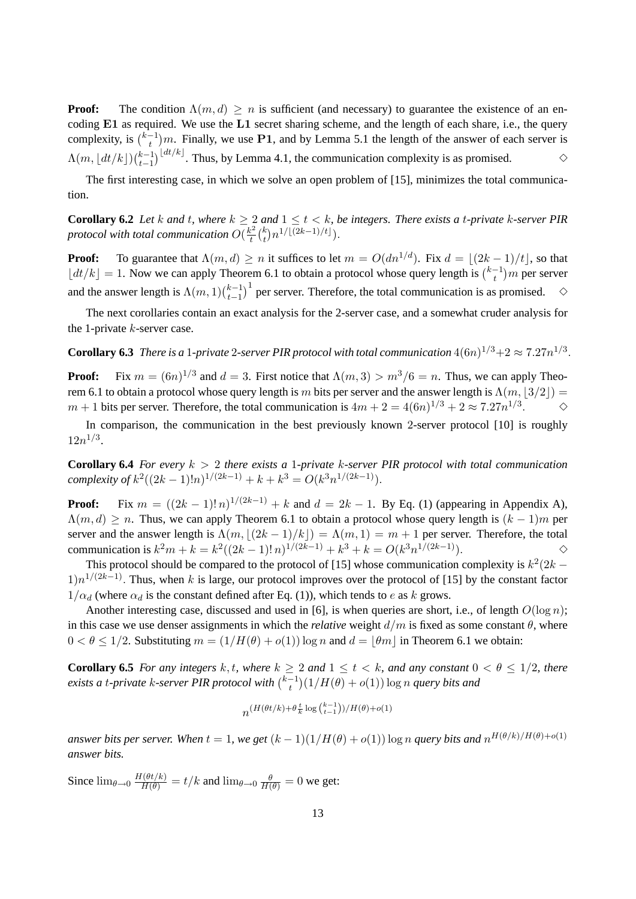**Proof:** The condition $\Lambda(m,d) \geq n$ is sufficient (and necessary) to guarantee the existence of an encoding **E1** as required. We use the **L1** secret sharing scheme, and the length of each share, i.e., the query complexity, is $\binom{k-1}{t}m$. Finally, we use **P1**, and by Lemma 5.1 the length of the answer of each server is $\Lambda(m, \lfloor dt/k \rfloor)\binom{k-1}{t-1}^{\lfloor dt/k \rfloor}$. Thus, by Lemma 4.1, the communication complexity is as promised. $\diamond$

The first interesting case, in which we solve an open problem of [15], minimizes the total communication.

**Corollary 6.2** *Let $k$ and $t$, where $k \geq 2$ and $1 \leq t < k$, be integers. There exists a $t$-private $k$-server PIR protocol with total communication $O(\frac{k^2}{t}\binom{k}{t}n^{1/\lfloor (2k-1)/t \rfloor})$.*

**Proof:** To guarantee that $\Lambda(m,d) \geq n$ it suffices to let $m = O(dn^{1/d})$. Fix $d = \lfloor (2k-1)/t \rfloor$, so that $\lfloor dt/k \rfloor = 1$. Now we can apply Theorem 6.1 to obtain a protocol whose query length is $\binom{k-1}{t}m$ per server and the answer length is $\Lambda(m,1)\binom{k-1}{t-1}^1$ per server. Therefore, the total communication is as promised. $\diamond$

The next corollaries contain an exact analysis for the 2-server case, and a somewhat cruder analysis for the 1-private $k$-server case.

**Corollary 6.3** *There is a 1-private 2-server PIR protocol with total communication $4(6n)^{1/3}+2 \approx 7.27n^{1/3}$.*

**Proof:** Fix $m = (6n)^{1/3}$ and $d = 3$. First notice that $\Lambda(m,3) > m^3/6 = n$. Thus, we can apply Theorem 6.1 to obtain a protocol whose query length is $m$ bits per server and the answer length is $\Lambda(m, \lfloor 3/2 \rfloor) = m+1$ bits per server. Therefore, the total communication is $4m+2 = 4(6n)^{1/3}+2 \approx 7.27n^{1/3}$. $\diamond$

In comparison, the communication in the best previously known 2-server protocol [10] is roughly $12n^{1/3}$.

**Corollary 6.4** *For every $k > 2$ there exists a 1-private $k$-server PIR protocol with total communication complexity of $k^2((2k-1)!n)^{1/(2k-1)} + k + k^3 = O(k^3 n^{1/(2k-1)})$.*

**Proof:** Fix $m = ((2k-1)!\,n)^{1/(2k-1)} + k$ and $d = 2k-1$. By Eq. (1) (appearing in Appendix A), $\Lambda(m,d) \geq n$. Thus, we can apply Theorem 6.1 to obtain a protocol whose query length is $(k-1)m$ per server and the answer length is $\Lambda(m, \lfloor (2k-1)/k \rfloor) = \Lambda(m,1) = m+1$ per server. Therefore, the total communication is $k^2 m + k = k^2((2k-1)!\,n)^{1/(2k-1)} + k^3 + k = O(k^3 n^{1/(2k-1)})$. $\diamond$

This protocol should be compared to the protocol of [15] whose communication complexity is $k^2(2k-1)n^{1/(2k-1)}$. Thus, when $k$ is large, our protocol improves over the protocol of [15] by the constant factor $1/\alpha_d$ (where $\alpha_d$ is the constant defined after Eq. (1)), which tends to $e$ as $k$ grows.

Another interesting case, discussed and used in [6], is when queries are short, i.e., of length $O(\log n)$; in this case we use denser assignments in which the *relative* weight $d/m$ is fixed as some constant $\theta$, where $0 < \theta \leq 1/2$. Substituting $m = (1/H(\theta) + o(1))\log n$ and $d = \lfloor \theta m \rfloor$ in Theorem 6.1 we obtain:

**Corollary 6.5** *For any integers $k, t$, where $k \geq 2$ and $1 \leq t < k$, and any constant $0 < \theta \leq 1/2$, there exists a $t$-private $k$-server PIR protocol with $\binom{k-1}{t}(1/H(\theta)+o(1))\log n$ query bits and*

$$n^{(H(\theta t/k)+\theta\frac{t}{k}\log\binom{k-1}{t-1})/H(\theta)+o(1)}$$

*answer bits per server. When $t=1$, we get $(k-1)(1/H(\theta)+o(1))\log n$ query bits and $n^{H(\theta/k)/H(\theta)+o(1)}$ answer bits.*

Since $\lim_{\theta \to 0} \frac{H(\theta t/k)}{H(\theta)} = t/k$ and $\lim_{\theta \to 0} \frac{\theta}{H(\theta)} = 0$ we get: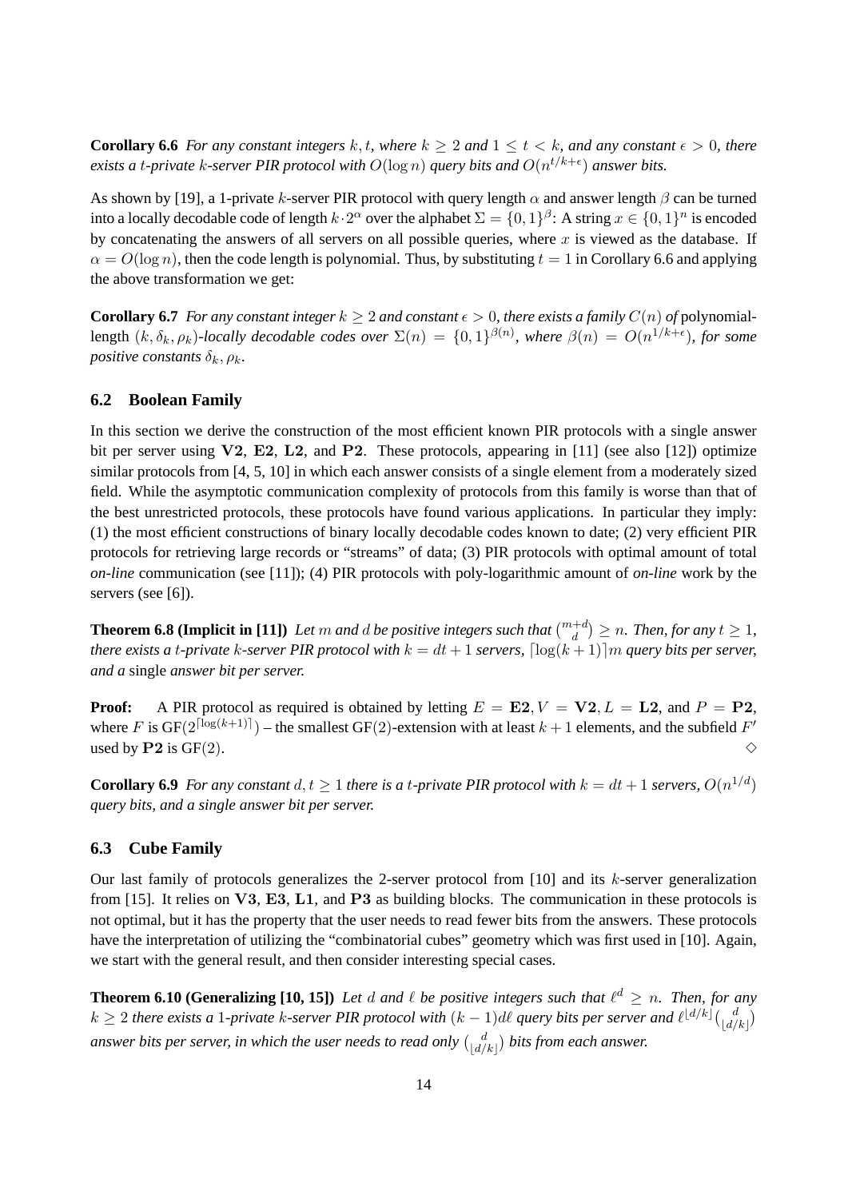**Corollary 6.6** *For any constant integers $k, t$, where $k \geq 2$ and $1 \leq t < k$, and any constant $\epsilon > 0$, there exists a $t$-private $k$-server PIR protocol with $O(\log n)$ query bits and $O(n^{t/k+\epsilon})$ answer bits.*

As shown by [19], a 1-private $k$-server PIR protocol with query length $\alpha$ and answer length $\beta$ can be turned into a locally decodable code of length $k \cdot 2^\alpha$ over the alphabet $\Sigma = \{0,1\}^\beta$: A string $x \in \{0,1\}^n$ is encoded by concatenating the answers of all servers on all possible queries, where $x$ is viewed as the database. If $\alpha = O(\log n)$, then the code length is polynomial. Thus, by substituting $t = 1$ in Corollary 6.6 and applying the above transformation we get:

**Corollary 6.7** *For any constant integer $k \geq 2$ and constant $\epsilon > 0$, there exists a family $C(n)$ of* polynomial-length *$(k, \delta_k, \rho_k)$-locally decodable codes over $\Sigma(n) = \{0,1\}^{\beta(n)}$, where $\beta(n) = O(n^{1/k+\epsilon})$, for some positive constants $\delta_k, \rho_k$.*

### 6.2 Boolean Family

In this section we derive the construction of the most efficient known PIR protocols with a single answer bit per server using $\mathbf{V2}$, $\mathbf{E2}$, $\mathbf{L2}$, and $\mathbf{P2}$. These protocols, appearing in [11] (see also [12]) optimize similar protocols from [4, 5, 10] in which each answer consists of a single element from a moderately sized field. While the asymptotic communication complexity of protocols from this family is worse than that of the best unrestricted protocols, these protocols have found various applications. In particular they imply: (1) the most efficient constructions of binary locally decodable codes known to date; (2) very efficient PIR protocols for retrieving large records or "streams" of data; (3) PIR protocols with optimal amount of total *on-line* communication (see [11]); (4) PIR protocols with poly-logarithmic amount of *on-line* work by the servers (see [6]).

**Theorem 6.8 (Implicit in [11])** *Let $m$ and $d$ be positive integers such that $\binom{m+d}{d} \geq n$. Then, for any $t \geq 1$, there exists a $t$-private $k$-server PIR protocol with $k = dt + 1$ servers, $\lceil \log(k+1) \rceil m$ query bits per server, and a* single *answer bit per server.*

**Proof:** A PIR protocol as required is obtained by letting $E = \mathbf{E2}, V = \mathbf{V2}, L = \mathbf{L2}$, and $P = \mathbf{P2}$, where $F$ is $\mathrm{GF}(2^{\lceil \log(k+1) \rceil})$ – the smallest GF(2)-extension with at least $k+1$ elements, and the subfield $F'$ used by $\mathbf{P2}$ is GF(2). $\diamond$

**Corollary 6.9** *For any constant $d, t \geq 1$ there is a $t$-private PIR protocol with $k = dt + 1$ servers, $O(n^{1/d})$ query bits, and a single answer bit per server.*

### 6.3 Cube Family

Our last family of protocols generalizes the 2-server protocol from [10] and its $k$-server generalization from [15]. It relies on $\mathbf{V3}$, $\mathbf{E3}$, $\mathbf{L1}$, and $\mathbf{P3}$ as building blocks. The communication in these protocols is not optimal, but it has the property that the user needs to read fewer bits from the answers. These protocols have the interpretation of utilizing the "combinatorial cubes" geometry which was first used in [10]. Again, we start with the general result, and then consider interesting special cases.

**Theorem 6.10 (Generalizing [10, 15])** *Let $d$ and $\ell$ be positive integers such that $\ell^d \geq n$. Then, for any $k \geq 2$ there exists a 1-private $k$-server PIR protocol with $(k-1)d\ell$ query bits per server and $\ell^{\lfloor d/k \rfloor}\binom{d}{\lfloor d/k \rfloor}$ answer bits per server, in which the user needs to read only $\binom{d}{\lfloor d/k \rfloor}$ bits from each answer.*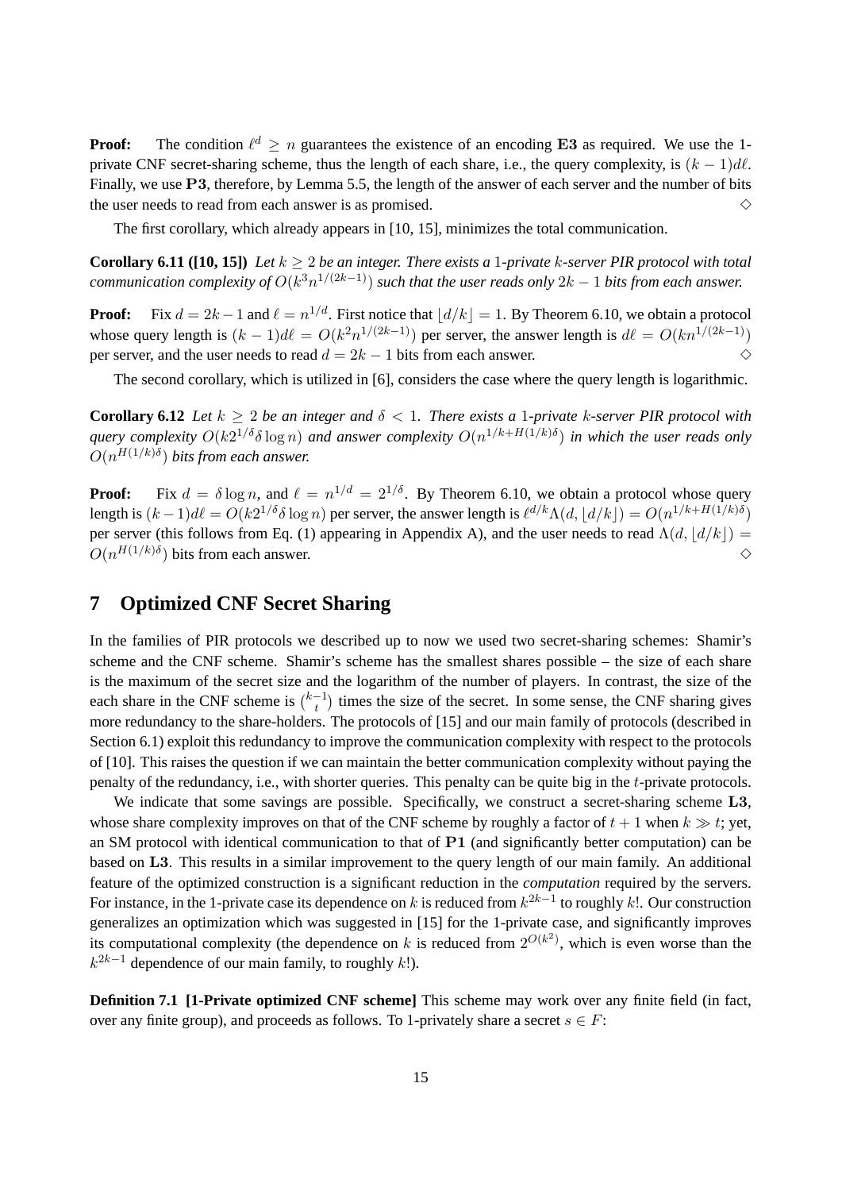**Proof:** The condition $\ell^d \geq n$ guarantees the existence of an encoding **E3** as required. We use the 1-private CNF secret-sharing scheme, thus the length of each share, i.e., the query complexity, is $(k-1)d\ell$. Finally, we use **P3**, therefore, by Lemma 5.5, the length of the answer of each server and the number of bits the user needs to read from each answer is as promised. $\diamond$

The first corollary, which already appears in [10, 15], minimizes the total communication.

**Corollary 6.11 ([10, 15])** *Let $k \geq 2$ be an integer. There exists a 1-private $k$-server PIR protocol with total communication complexity of $O(k^3 n^{1/(2k-1)})$ such that the user reads only $2k-1$ bits from each answer.*

**Proof:** Fix $d = 2k-1$ and $\ell = n^{1/d}$. First notice that $\lfloor d/k \rfloor = 1$. By Theorem 6.10, we obtain a protocol whose query length is $(k-1)d\ell = O(k^2 n^{1/(2k-1)})$ per server, the answer length is $d\ell = O(kn^{1/(2k-1)})$ per server, and the user needs to read $d = 2k-1$ bits from each answer. $\diamond$

The second corollary, which is utilized in [6], considers the case where the query length is logarithmic.

**Corollary 6.12** *Let $k \geq 2$ be an integer and $\delta < 1$. There exists a 1-private $k$-server PIR protocol with query complexity $O(k2^{1/\delta}\delta \log n)$ and answer complexity $O(n^{1/k + H(1/k)\delta})$ in which the user reads only $O(n^{H(1/k)\delta})$ bits from each answer.*

**Proof:** Fix $d = \delta \log n$, and $\ell = n^{1/d} = 2^{1/\delta}$. By Theorem 6.10, we obtain a protocol whose query length is $(k-1)d\ell = O(k2^{1/\delta}\delta \log n)$ per server, the answer length is $\ell^{d/k}\Lambda(d, \lfloor d/k \rfloor) = O(n^{1/k+H(1/k)\delta})$ per server (this follows from Eq. (1) appearing in Appendix A), and the user needs to read $\Lambda(d, \lfloor d/k \rfloor) = O(n^{H(1/k)\delta})$ bits from each answer. $\diamond$

# 7 Optimized CNF Secret Sharing

In the families of PIR protocols we described up to now we used two secret-sharing schemes: Shamir's scheme and the CNF scheme. Shamir's scheme has the smallest shares possible – the size of each share is the maximum of the secret size and the logarithm of the number of players. In contrast, the size of the each share in the CNF scheme is $\binom{k-1}{t}$ times the size of the secret. In some sense, the CNF sharing gives more redundancy to the share-holders. The protocols of [15] and our main family of protocols (described in Section 6.1) exploit this redundancy to improve the communication complexity with respect to the protocols of [10]. This raises the question if we can maintain the better communication complexity without paying the penalty of the redundancy, i.e., with shorter queries. This penalty can be quite big in the $t$-private protocols.

We indicate that some savings are possible. Specifically, we construct a secret-sharing scheme **L3**, whose share complexity improves on that of the CNF scheme by roughly a factor of $t+1$ when $k \gg t$; yet, an SM protocol with identical communication to that of **P1** (and significantly better computation) can be based on **L3**. This results in a similar improvement to the query length of our main family. An additional feature of the optimized construction is a significant reduction in the *computation* required by the servers. For instance, in the 1-private case its dependence on $k$ is reduced from $k^{2k-1}$ to roughly $k!$. Our construction generalizes an optimization which was suggested in [15] for the 1-private case, and significantly improves its computational complexity (the dependence on $k$ is reduced from $2^{O(k^2)}$, which is even worse than the $k^{2k-1}$ dependence of our main family, to roughly $k!$).

**Definition 7.1 [1-Private optimized CNF scheme]** This scheme may work over any finite field (in fact, over any finite group), and proceeds as follows. To 1-privately share a secret $s \in F$: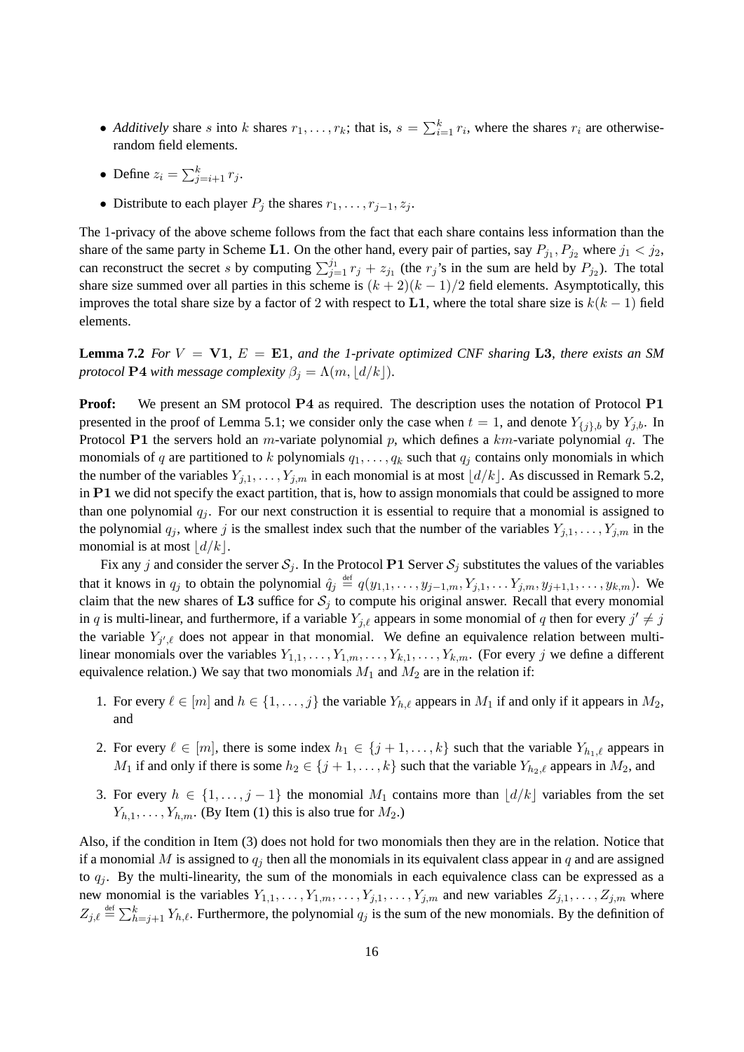- *Additively* share $s$ into $k$ shares $r_1, \ldots, r_k$; that is, $s = \sum_{i=1}^{k} r_i$, where the shares $r_i$ are otherwise-random field elements.
- Define $z_i = \sum_{j=i+1}^{k} r_j$.
- Distribute to each player $P_j$ the shares $r_1, \ldots, r_{j-1}, z_j$.

The 1-privacy of the above scheme follows from the fact that each share contains less information than the share of the same party in Scheme **L1**. On the other hand, every pair of parties, say $P_{j_1}, P_{j_2}$ where $j_1 < j_2$, can reconstruct the secret $s$ by computing $\sum_{j=1}^{j_1} r_j + z_{j_1}$ (the $r_j$'s in the sum are held by $P_{j_2}$). The total share size summed over all parties in this scheme is $(k+2)(k-1)/2$ field elements. Asymptotically, this improves the total share size by a factor of 2 with respect to **L1**, where the total share size is $k(k-1)$ field elements.

**Lemma 7.2** *For $V = \mathbf{V1}$, $E = \mathbf{E1}$, and the 1-private optimized CNF sharing* **L3***, there exists an SM protocol* **P4** *with message complexity $\beta_j = \Lambda(m, \lfloor d/k \rfloor)$.*

**Proof:** We present an SM protocol **P4** as required. The description uses the notation of Protocol **P1** presented in the proof of Lemma 5.1; we consider only the case when $t = 1$, and denote $Y_{\{j\},b}$ by $Y_{j,b}$. In Protocol **P1** the servers hold an $m$-variate polynomial $p$, which defines a $km$-variate polynomial $q$. The monomials of $q$ are partitioned to $k$ polynomials $q_1, \ldots, q_k$ such that $q_j$ contains only monomials in which the number of the variables $Y_{j,1}, \ldots, Y_{j,m}$ in each monomial is at most $\lfloor d/k \rfloor$. As discussed in Remark 5.2, in **P1** we did not specify the exact partition, that is, how to assign monomials that could be assigned to more than one polynomial $q_j$. For our next construction it is essential to require that a monomial is assigned to the polynomial $q_j$, where $j$ is the smallest index such that the number of the variables $Y_{j,1}, \ldots, Y_{j,m}$ in the monomial is at most $\lfloor d/k \rfloor$.

Fix any $j$ and consider the server $\mathcal{S}_j$. In the Protocol **P1** Server $\mathcal{S}_j$ substitutes the values of the variables that it knows in $q_j$ to obtain the polynomial $\hat{q}_j \stackrel{\text{def}}{=} q(y_{1,1}, \ldots, y_{j-1,m}, Y_{j,1}, \ldots Y_{j,m}, y_{j+1,1}, \ldots, y_{k,m})$. We claim that the new shares of **L3** suffice for $\mathcal{S}_j$ to compute his original answer. Recall that every monomial in $q$ is multi-linear, and furthermore, if a variable $Y_{j,\ell}$ appears in some monomial of $q$ then for every $j' \neq j$ the variable $Y_{j',\ell}$ does not appear in that monomial. We define an equivalence relation between multi-linear monomials over the variables $Y_{1,1}, \ldots, Y_{1,m}, \ldots, Y_{k,1}, \ldots, Y_{k,m}$. (For every $j$ we define a different equivalence relation.) We say that two monomials $M_1$ and $M_2$ are in the relation if:

1. For every $\ell \in [m]$ and $h \in \{1, \ldots, j\}$ the variable $Y_{h,\ell}$ appears in $M_1$ if and only if it appears in $M_2$, and
2. For every $\ell \in [m]$, there is some index $h_1 \in \{j+1, \ldots, k\}$ such that the variable $Y_{h_1,\ell}$ appears in $M_1$ if and only if there is some $h_2 \in \{j+1, \ldots, k\}$ such that the variable $Y_{h_2,\ell}$ appears in $M_2$, and
3. For every $h \in \{1, \ldots, j-1\}$ the monomial $M_1$ contains more than $\lfloor d/k \rfloor$ variables from the set $Y_{h,1}, \ldots, Y_{h,m}$. (By Item (1) this is also true for $M_2$.)

Also, if the condition in Item (3) does not hold for two monomials then they are in the relation. Notice that if a monomial $M$ is assigned to $q_j$ then all the monomials in its equivalent class appear in $q$ and are assigned to $q_j$. By the multi-linearity, the sum of the monomials in each equivalence class can be expressed as a new monomial is the variables $Y_{1,1}, \ldots, Y_{1,m}, \ldots, Y_{j,1}, \ldots, Y_{j,m}$ and new variables $Z_{j,1}, \ldots, Z_{j,m}$ where $Z_{j,\ell} \stackrel{\text{def}}{=} \sum_{h=j+1}^{k} Y_{h,\ell}$. Furthermore, the polynomial $q_j$ is the sum of the new monomials. By the definition of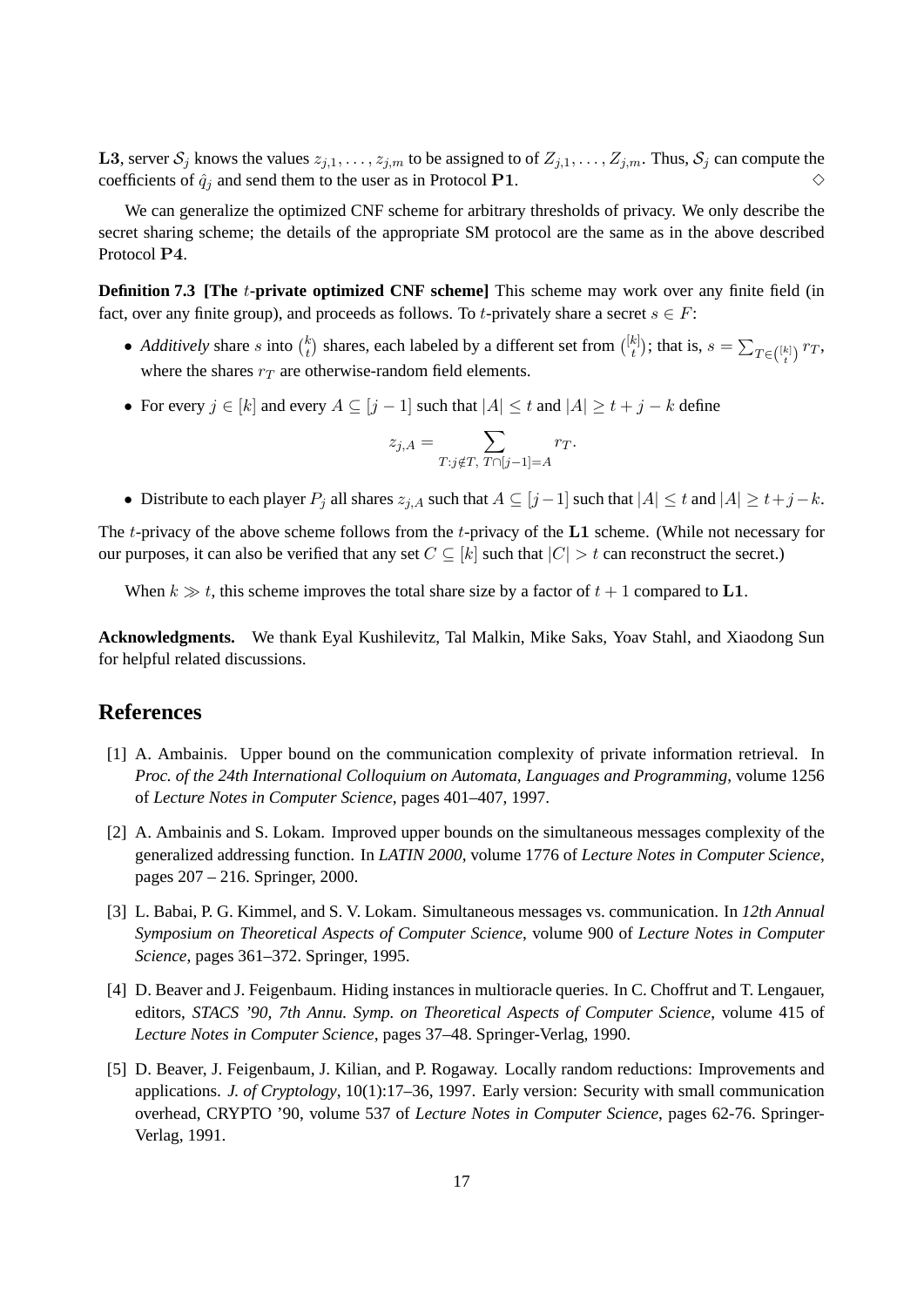**L3**, server $\mathcal{S}_j$ knows the values $z_{j,1}, \ldots, z_{j,m}$ to be assigned to of $Z_{j,1}, \ldots, Z_{j,m}$. Thus, $\mathcal{S}_j$ can compute the coefficients of $\hat{q}_j$ and send them to the user as in Protocol $\mathbf{P1}$. $\diamond$

We can generalize the optimized CNF scheme for arbitrary thresholds of privacy. We only describe the secret sharing scheme; the details of the appropriate SM protocol are the same as in the above described Protocol $\mathbf{P4}$.

**Definition 7.3 [The $t$-private optimized CNF scheme]** This scheme may work over any finite field (in fact, over any finite group), and proceeds as follows. To $t$-privately share a secret $s \in F$:

- *Additively* share $s$ into $\binom{k}{t}$ shares, each labeled by a different set from $\binom{[k]}{t}$; that is, $s = \sum_{T \in \binom{[k]}{t}} r_T$, where the shares $r_T$ are otherwise-random field elements.
- For every $j \in [k]$ and every $A \subseteq [j-1]$ such that $|A| \leq t$ and $|A| \geq t + j - k$ define

$$z_{j,A} = \sum_{T: j \notin T,\ T \cap [j-1] = A} r_T.$$

- Distribute to each player $P_j$ all shares $z_{j,A}$ such that $A \subseteq [j-1]$ such that $|A| \leq t$ and $|A| \geq t+j-k$.

The $t$-privacy of the above scheme follows from the $t$-privacy of the $\mathbf{L1}$ scheme. (While not necessary for our purposes, it can also be verified that any set $C \subseteq [k]$ such that $|C| > t$ can reconstruct the secret.)

When $k \gg t$, this scheme improves the total share size by a factor of $t + 1$ compared to $\mathbf{L1}$.

**Acknowledgments.** We thank Eyal Kushilevitz, Tal Malkin, Mike Saks, Yoav Stahl, and Xiaodong Sun for helpful related discussions.

## References

[1] A. Ambainis. Upper bound on the communication complexity of private information retrieval. In *Proc. of the 24th International Colloquium on Automata, Languages and Programming*, volume 1256 of *Lecture Notes in Computer Science*, pages 401–407, 1997.

[2] A. Ambainis and S. Lokam. Improved upper bounds on the simultaneous messages complexity of the generalized addressing function. In *LATIN 2000*, volume 1776 of *Lecture Notes in Computer Science*, pages 207 – 216. Springer, 2000.

[3] L. Babai, P. G. Kimmel, and S. V. Lokam. Simultaneous messages vs. communication. In *12th Annual Symposium on Theoretical Aspects of Computer Science*, volume 900 of *Lecture Notes in Computer Science*, pages 361–372. Springer, 1995.

[4] D. Beaver and J. Feigenbaum. Hiding instances in multioracle queries. In C. Choffrut and T. Lengauer, editors, *STACS '90, 7th Annu. Symp. on Theoretical Aspects of Computer Science*, volume 415 of *Lecture Notes in Computer Science*, pages 37–48. Springer-Verlag, 1990.

[5] D. Beaver, J. Feigenbaum, J. Kilian, and P. Rogaway. Locally random reductions: Improvements and applications. *J. of Cryptology*, 10(1):17–36, 1997. Early version: Security with small communication overhead, CRYPTO '90, volume 537 of *Lecture Notes in Computer Science*, pages 62-76. Springer-Verlag, 1991.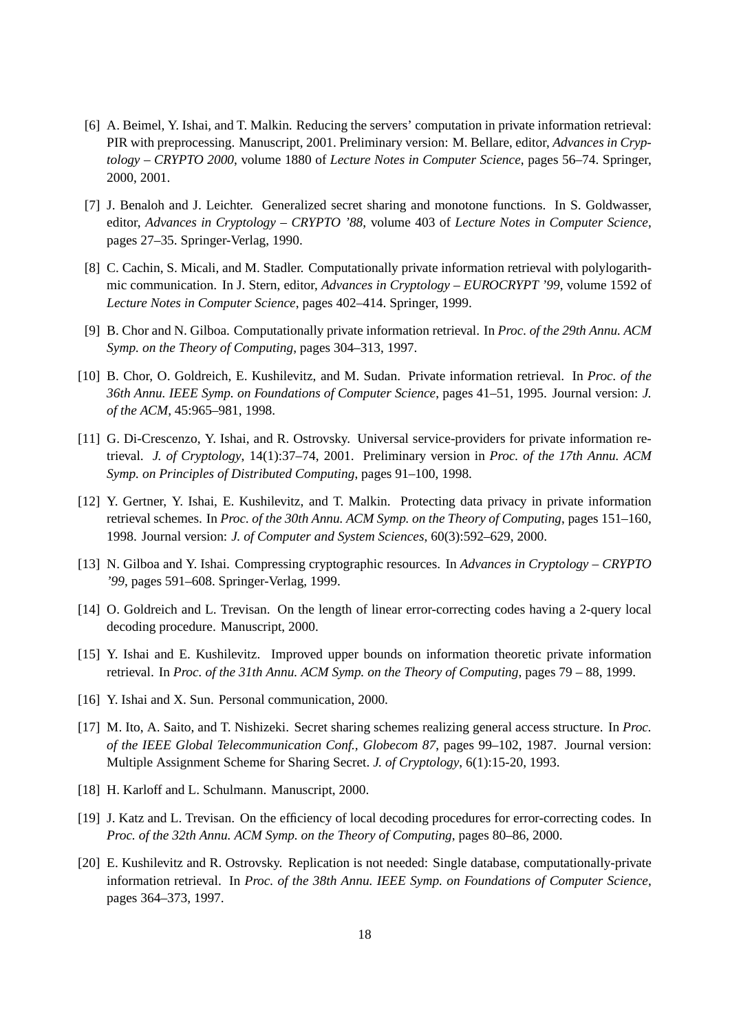[6] A. Beimel, Y. Ishai, and T. Malkin. Reducing the servers' computation in private information retrieval: PIR with preprocessing. Manuscript, 2001. Preliminary version: M. Bellare, editor, *Advances in Cryptology – CRYPTO 2000*, volume 1880 of *Lecture Notes in Computer Science*, pages 56–74. Springer, 2000, 2001.

[7] J. Benaloh and J. Leichter. Generalized secret sharing and monotone functions. In S. Goldwasser, editor, *Advances in Cryptology – CRYPTO '88*, volume 403 of *Lecture Notes in Computer Science*, pages 27–35. Springer-Verlag, 1990.

[8] C. Cachin, S. Micali, and M. Stadler. Computationally private information retrieval with polylogarithmic communication. In J. Stern, editor, *Advances in Cryptology – EUROCRYPT '99*, volume 1592 of *Lecture Notes in Computer Science*, pages 402–414. Springer, 1999.

[9] B. Chor and N. Gilboa. Computationally private information retrieval. In *Proc. of the 29th Annu. ACM Symp. on the Theory of Computing*, pages 304–313, 1997.

[10] B. Chor, O. Goldreich, E. Kushilevitz, and M. Sudan. Private information retrieval. In *Proc. of the 36th Annu. IEEE Symp. on Foundations of Computer Science*, pages 41–51, 1995. Journal version: *J. of the ACM*, 45:965–981, 1998.

[11] G. Di-Crescenzo, Y. Ishai, and R. Ostrovsky. Universal service-providers for private information retrieval. *J. of Cryptology*, 14(1):37–74, 2001. Preliminary version in *Proc. of the 17th Annu. ACM Symp. on Principles of Distributed Computing*, pages 91–100, 1998.

[12] Y. Gertner, Y. Ishai, E. Kushilevitz, and T. Malkin. Protecting data privacy in private information retrieval schemes. In *Proc. of the 30th Annu. ACM Symp. on the Theory of Computing*, pages 151–160, 1998. Journal version: *J. of Computer and System Sciences*, 60(3):592–629, 2000.

[13] N. Gilboa and Y. Ishai. Compressing cryptographic resources. In *Advances in Cryptology – CRYPTO '99*, pages 591–608. Springer-Verlag, 1999.

[14] O. Goldreich and L. Trevisan. On the length of linear error-correcting codes having a 2-query local decoding procedure. Manuscript, 2000.

[15] Y. Ishai and E. Kushilevitz. Improved upper bounds on information theoretic private information retrieval. In *Proc. of the 31th Annu. ACM Symp. on the Theory of Computing*, pages 79 – 88, 1999.

[16] Y. Ishai and X. Sun. Personal communication, 2000.

[17] M. Ito, A. Saito, and T. Nishizeki. Secret sharing schemes realizing general access structure. In *Proc. of the IEEE Global Telecommunication Conf., Globecom 87*, pages 99–102, 1987. Journal version: Multiple Assignment Scheme for Sharing Secret. *J. of Cryptology*, 6(1):15-20, 1993.

[18] H. Karloff and L. Schulmann. Manuscript, 2000.

[19] J. Katz and L. Trevisan. On the efficiency of local decoding procedures for error-correcting codes. In *Proc. of the 32th Annu. ACM Symp. on the Theory of Computing*, pages 80–86, 2000.

[20] E. Kushilevitz and R. Ostrovsky. Replication is not needed: Single database, computationally-private information retrieval. In *Proc. of the 38th Annu. IEEE Symp. on Foundations of Computer Science*, pages 364–373, 1997.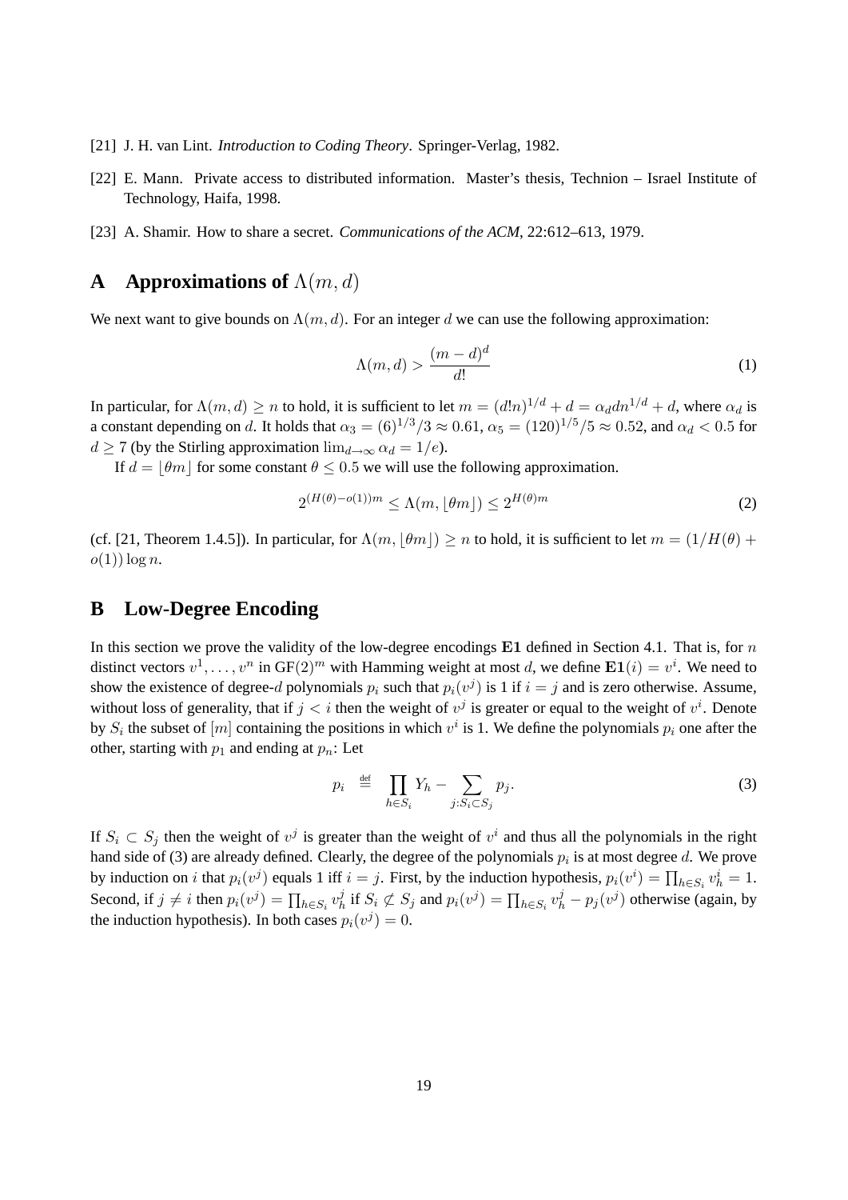[21] J. H. van Lint. *Introduction to Coding Theory*. Springer-Verlag, 1982.

[22] E. Mann. Private access to distributed information. Master's thesis, Technion – Israel Institute of Technology, Haifa, 1998.

[23] A. Shamir. How to share a secret. *Communications of the ACM*, 22:612–613, 1979.

# A Approximations of $\Lambda(m, d)$

We next want to give bounds on $\Lambda(m, d)$. For an integer $d$ we can use the following approximation:

$$\Lambda(m, d) > \frac{(m-d)^d}{d!} \tag{1}$$

In particular, for $\Lambda(m, d) \geq n$ to hold, it is sufficient to let $m = (d!n)^{1/d} + d = \alpha_d d n^{1/d} + d$, where $\alpha_d$ is a constant depending on $d$. It holds that $\alpha_3 = (6)^{1/3}/3 \approx 0.61$, $\alpha_5 = (120)^{1/5}/5 \approx 0.52$, and $\alpha_d < 0.5$ for $d \geq 7$ (by the Stirling approximation $\lim_{d \to \infty} \alpha_d = 1/e$).

If $d = \lfloor \theta m \rfloor$ for some constant $\theta \leq 0.5$ we will use the following approximation.

$$2^{(H(\theta) - o(1))m} \leq \Lambda(m, \lfloor \theta m \rfloor) \leq 2^{H(\theta)m} \tag{2}$$

(cf. [21, Theorem 1.4.5]). In particular, for $\Lambda(m, \lfloor \theta m \rfloor) \geq n$ to hold, it is sufficient to let $m = (1/H(\theta) + o(1)) \log n$.

# B Low-Degree Encoding

In this section we prove the validity of the low-degree encodings **E1** defined in Section 4.1. That is, for $n$ distinct vectors $v^1, \ldots, v^n$ in GF$(2)^m$ with Hamming weight at most $d$, we define $\mathbf{E1}(i) = v^i$. We need to show the existence of degree-$d$ polynomials $p_i$ such that $p_i(v^j)$ is 1 if $i = j$ and is zero otherwise. Assume, without loss of generality, that if $j < i$ then the weight of $v^j$ is greater or equal to the weight of $v^i$. Denote by $S_i$ the subset of $[m]$ containing the positions in which $v^i$ is 1. We define the polynomials $p_i$ one after the other, starting with $p_1$ and ending at $p_n$: Let

$$p_i \stackrel{\text{def}}{=} \prod_{h \in S_i} Y_h - \sum_{j : S_i \subset S_j} p_j. \tag{3}$$

If $S_i \subset S_j$ then the weight of $v^j$ is greater than the weight of $v^i$ and thus all the polynomials in the right hand side of (3) are already defined. Clearly, the degree of the polynomials $p_i$ is at most degree $d$. We prove by induction on $i$ that $p_i(v^j)$ equals 1 iff $i = j$. First, by the induction hypothesis, $p_i(v^i) = \prod_{h \in S_i} v_h^i = 1$. Second, if $j \neq i$ then $p_i(v^j) = \prod_{h \in S_i} v_h^j$ if $S_i \not\subset S_j$ and $p_i(v^j) = \prod_{h \in S_i} v_h^j - p_j(v^j)$ otherwise (again, by the induction hypothesis). In both cases $p_i(v^j) = 0$.